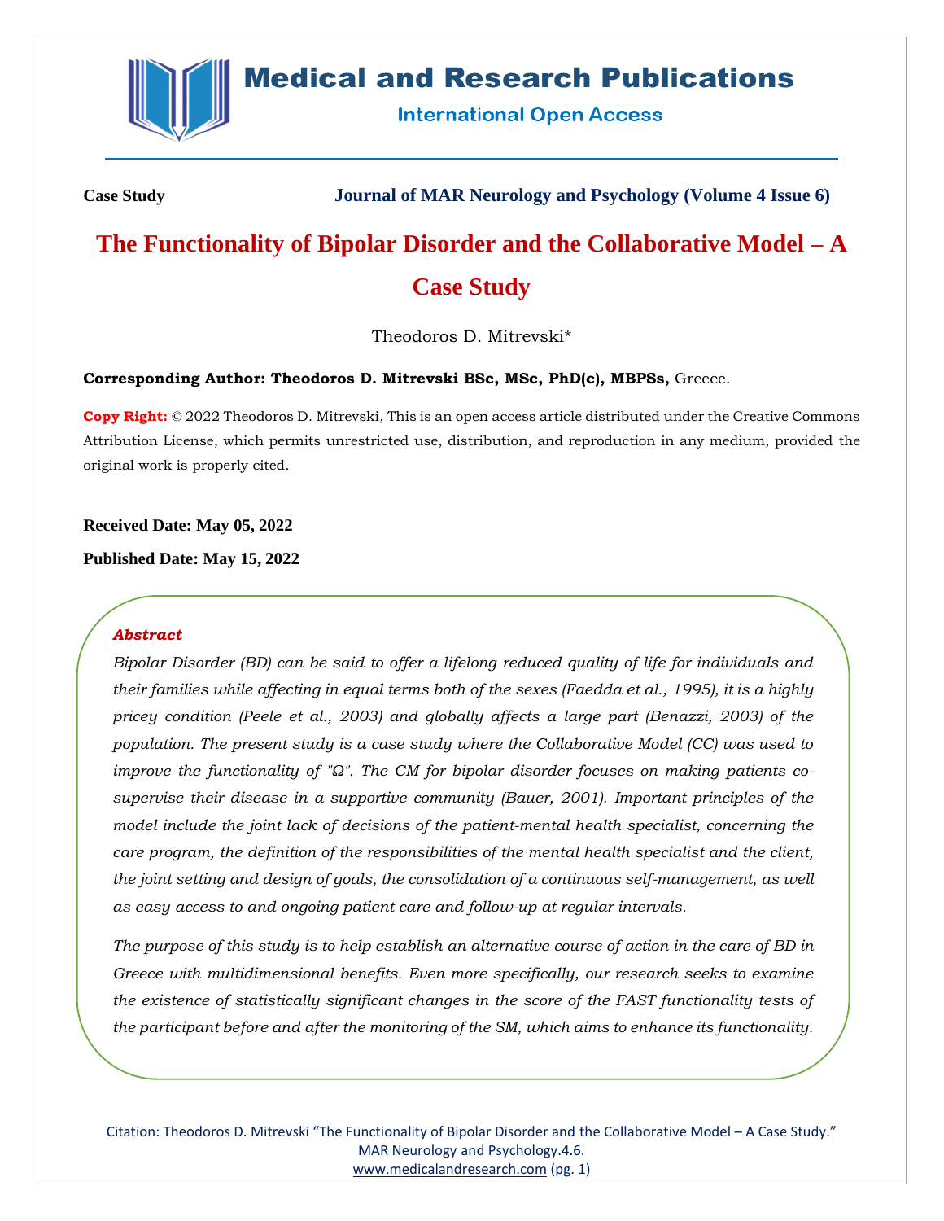Case Study

**Journal of MAR Neurology and Psychology (Volume 4 Issue 6)**

# The Functionality of Bipolar Disorder and the Collaborative Model – A Case Study

Theodoros D. Mitrevski*

**Corresponding Author: Theodoros D. Mitrevski BSc, MSc, PhD(c), MBPSs,** Greece.

**Copy Right:** © 2022 Theodoros D. Mitrevski, This is an open access article distributed under the Creative Commons Attribution License, which permits unrestricted use, distribution, and reproduction in any medium, provided the original work is properly cited.

**Received Date: May 05, 2022**

**Published Date: May 15, 2022**

### *Abstract*

*Bipolar Disorder (BD) can be said to offer a lifelong reduced quality of life for individuals and their families while affecting in equal terms both of the sexes (Faedda et al., 1995), it is a highly pricey condition (Peele et al., 2003) and globally affects a large part (Benazzi, 2003) of the population. The present study is a case study where the Collaborative Model (CC) was used to improve the functionality of "Ω". The CM for bipolar disorder focuses on making patients co-supervise their disease in a supportive community (Bauer, 2001). Important principles of the model include the joint lack of decisions of the patient-mental health specialist, concerning the care program, the definition of the responsibilities of the mental health specialist and the client, the joint setting and design of goals, the consolidation of a continuous self-management, as well as easy access to and ongoing patient care and follow-up at regular intervals.*

*The purpose of this study is to help establish an alternative course of action in the care of BD in Greece with multidimensional benefits. Even more specifically, our research seeks to examine the existence of statistically significant changes in the score of the FAST functionality tests of the participant before and after the monitoring of the SM, which aims to enhance its functionality.*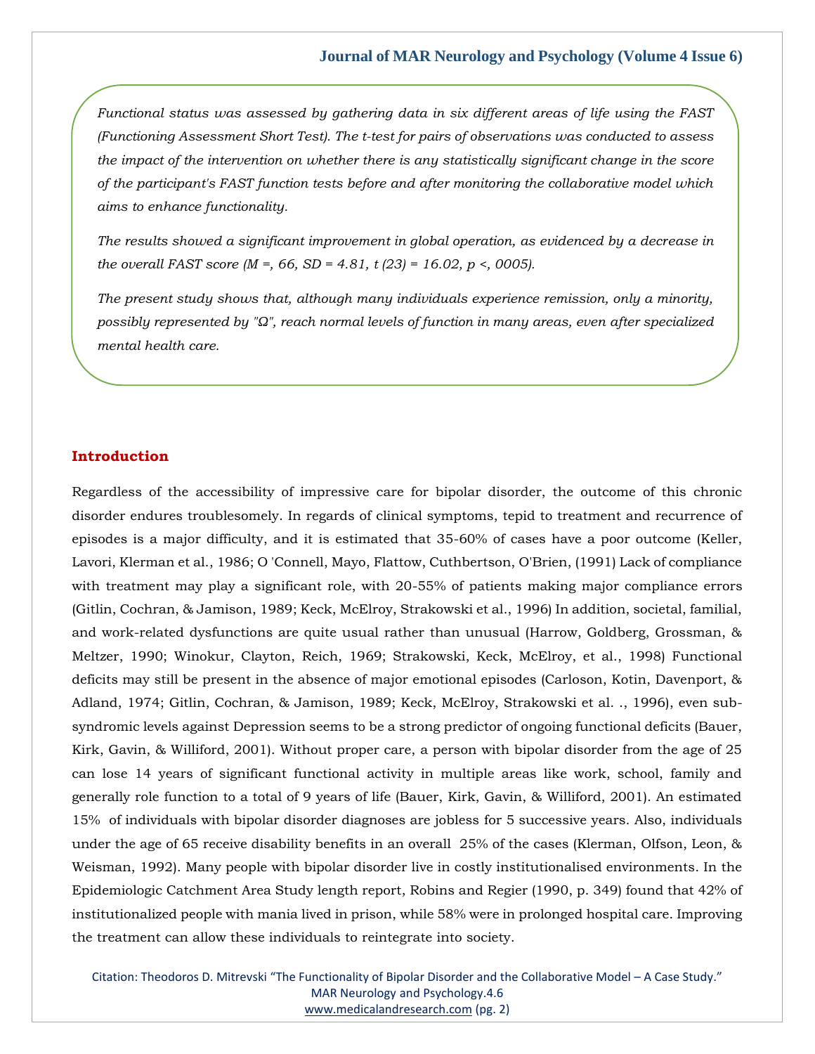*Functional status was assessed by gathering data in six different areas of life using the FAST (Functioning Assessment Short Test). The t-test for pairs of observations was conducted to assess the impact of the intervention on whether there is any statistically significant change in the score of the participant's FAST function tests before and after monitoring the collaborative model which aims to enhance functionality.*

*The results showed a significant improvement in global operation, as evidenced by a decrease in the overall FAST score (M =, 66, SD = 4.81, t (23) = 16.02, p <, 0005).*

*The present study shows that, although many individuals experience remission, only a minority, possibly represented by "Ω", reach normal levels of function in many areas, even after specialized mental health care.*

## Introduction

Regardless of the accessibility of impressive care for bipolar disorder, the outcome of this chronic disorder endures troublesomely. In regards of clinical symptoms, tepid to treatment and recurrence of episodes is a major difficulty, and it is estimated that 35-60% of cases have a poor outcome (Keller, Lavori, Klerman et al., 1986; O 'Connell, Mayo, Flattow, Cuthbertson, O'Brien, (1991) Lack of compliance with treatment may play a significant role, with 20-55% of patients making major compliance errors (Gitlin, Cochran, & Jamison, 1989; Keck, McElroy, Strakowski et al., 1996) In addition, societal, familial, and work-related dysfunctions are quite usual rather than unusual (Harrow, Goldberg, Grossman, & Meltzer, 1990; Winokur, Clayton, Reich, 1969; Strakowski, Keck, McElroy, et al., 1998) Functional deficits may still be present in the absence of major emotional episodes (Carloson, Kotin, Davenport, & Adland, 1974; Gitlin, Cochran, & Jamison, 1989; Keck, McElroy, Strakowski et al. ., 1996), even sub-syndromic levels against Depression seems to be a strong predictor of ongoing functional deficits (Bauer, Kirk, Gavin, & Williford, 2001). Without proper care, a person with bipolar disorder from the age of 25 can lose 14 years of significant functional activity in multiple areas like work, school, family and generally role function to a total of 9 years of life (Bauer, Kirk, Gavin, & Williford, 2001). An estimated 15% of individuals with bipolar disorder diagnoses are jobless for 5 successive years. Also, individuals under the age of 65 receive disability benefits in an overall 25% of the cases (Klerman, Olfson, Leon, & Weisman, 1992). Many people with bipolar disorder live in costly institutionalised environments. In the Epidemiologic Catchment Area Study length report, Robins and Regier (1990, p. 349) found that 42% of institutionalized people with mania lived in prison, while 58% were in prolonged hospital care. Improving the treatment can allow these individuals to reintegrate into society.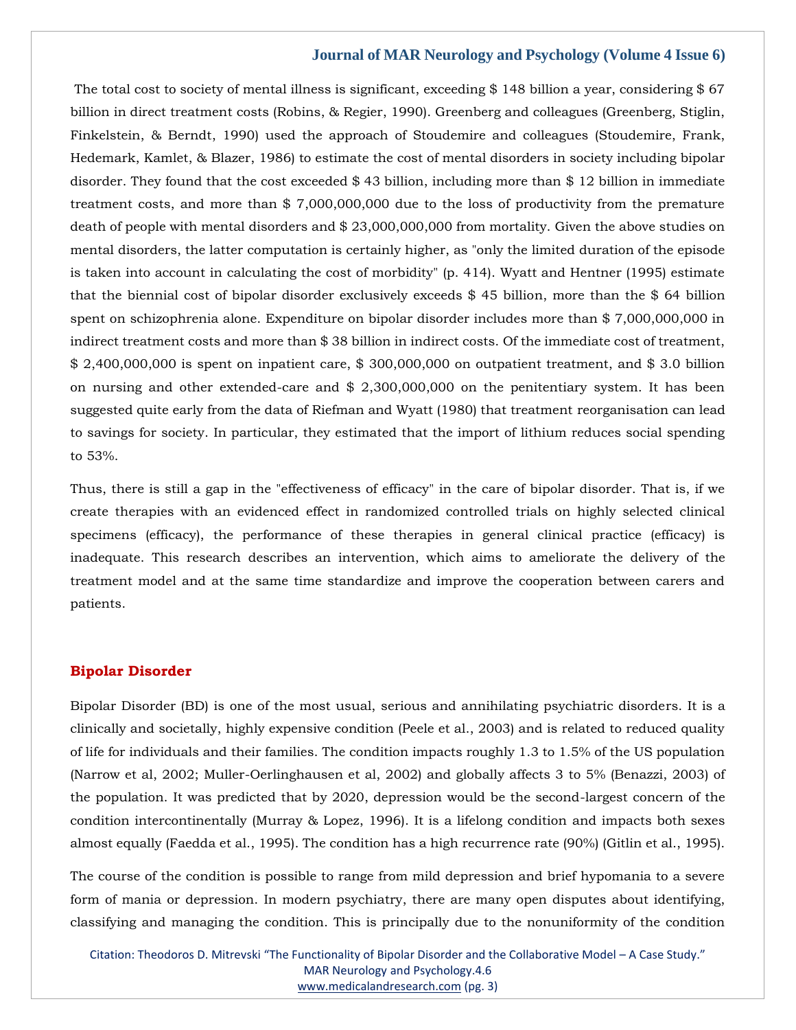The total cost to society of mental illness is significant, exceeding $ 148 billion a year, considering $ 67 billion in direct treatment costs (Robins, & Regier, 1990). Greenberg and colleagues (Greenberg, Stiglin, Finkelstein, & Berndt, 1990) used the approach of Stoudemire and colleagues (Stoudemire, Frank, Hedemark, Kamlet, & Blazer, 1986) to estimate the cost of mental disorders in society including bipolar disorder. They found that the cost exceeded $ 43 billion, including more than $ 12 billion in immediate treatment costs, and more than $ 7,000,000,000 due to the loss of productivity from the premature death of people with mental disorders and $ 23,000,000,000 from mortality. Given the above studies on mental disorders, the latter computation is certainly higher, as "only the limited duration of the episode is taken into account in calculating the cost of morbidity" (p. 414). Wyatt and Hentner (1995) estimate that the biennial cost of bipolar disorder exclusively exceeds $ 45 billion, more than the $ 64 billion spent on schizophrenia alone. Expenditure on bipolar disorder includes more than $ 7,000,000,000 in indirect treatment costs and more than $ 38 billion in indirect costs. Of the immediate cost of treatment, $ 2,400,000,000 is spent on inpatient care, $ 300,000,000 on outpatient treatment, and $ 3.0 billion on nursing and other extended-care and $ 2,300,000,000 on the penitentiary system. It has been suggested quite early from the data of Riefman and Wyatt (1980) that treatment reorganisation can lead to savings for society. In particular, they estimated that the import of lithium reduces social spending to 53%.

Thus, there is still a gap in the "effectiveness of efficacy" in the care of bipolar disorder. That is, if we create therapies with an evidenced effect in randomized controlled trials on highly selected clinical specimens (efficacy), the performance of these therapies in general clinical practice (efficacy) is inadequate. This research describes an intervention, which aims to ameliorate the delivery of the treatment model and at the same time standardize and improve the cooperation between carers and patients.

## Bipolar Disorder

Bipolar Disorder (BD) is one of the most usual, serious and annihilating psychiatric disorders. It is a clinically and societally, highly expensive condition (Peele et al., 2003) and is related to reduced quality of life for individuals and their families. The condition impacts roughly 1.3 to 1.5% of the US population (Narrow et al, 2002; Muller-Oerlinghausen et al, 2002) and globally affects 3 to 5% (Benazzi, 2003) of the population. It was predicted that by 2020, depression would be the second-largest concern of the condition intercontinentally (Murray & Lopez, 1996). It is a lifelong condition and impacts both sexes almost equally (Faedda et al., 1995). The condition has a high recurrence rate (90%) (Gitlin et al., 1995).

The course of the condition is possible to range from mild depression and brief hypomania to a severe form of mania or depression. In modern psychiatry, there are many open disputes about identifying, classifying and managing the condition. This is principally due to the nonuniformity of the condition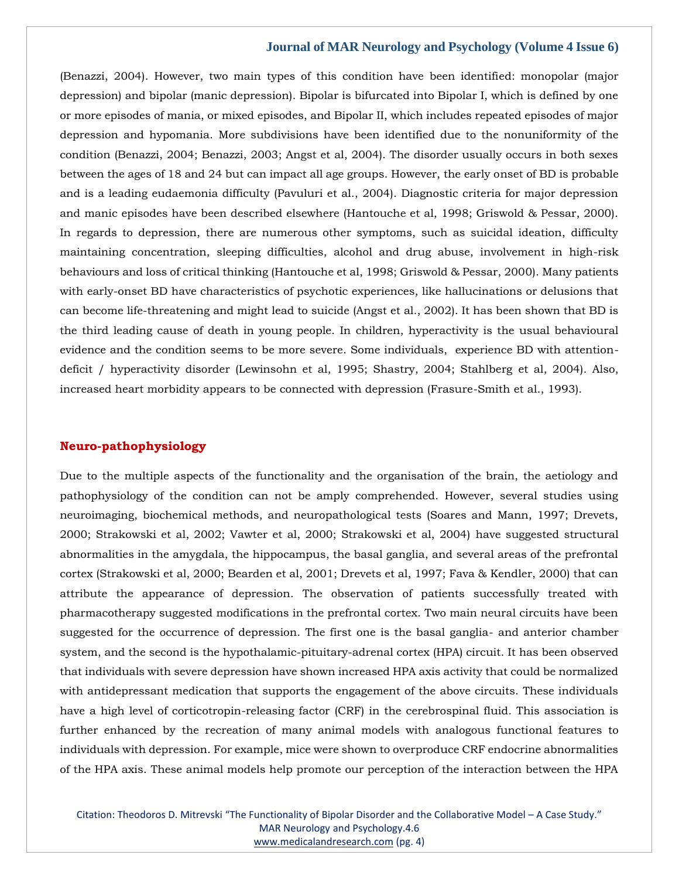(Benazzi, 2004). However, two main types of this condition have been identified: monopolar (major depression) and bipolar (manic depression). Bipolar is bifurcated into Bipolar I, which is defined by one or more episodes of mania, or mixed episodes, and Bipolar II, which includes repeated episodes of major depression and hypomania. More subdivisions have been identified due to the nonuniformity of the condition (Benazzi, 2004; Benazzi, 2003; Angst et al, 2004). The disorder usually occurs in both sexes between the ages of 18 and 24 but can impact all age groups. However, the early onset of BD is probable and is a leading eudaemonia difficulty (Pavuluri et al., 2004). Diagnostic criteria for major depression and manic episodes have been described elsewhere (Hantouche et al, 1998; Griswold & Pessar, 2000). In regards to depression, there are numerous other symptoms, such as suicidal ideation, difficulty maintaining concentration, sleeping difficulties, alcohol and drug abuse, involvement in high-risk behaviours and loss of critical thinking (Hantouche et al, 1998; Griswold & Pessar, 2000). Many patients with early-onset BD have characteristics of psychotic experiences, like hallucinations or delusions that can become life-threatening and might lead to suicide (Angst et al., 2002). It has been shown that BD is the third leading cause of death in young people. In children, hyperactivity is the usual behavioural evidence and the condition seems to be more severe. Some individuals, experience BD with attention-deficit / hyperactivity disorder (Lewinsohn et al, 1995; Shastry, 2004; Stahlberg et al, 2004). Also, increased heart morbidity appears to be connected with depression (Frasure-Smith et al., 1993).

## Neuro-pathophysiology

Due to the multiple aspects of the functionality and the organisation of the brain, the aetiology and pathophysiology of the condition can not be amply comprehended. However, several studies using neuroimaging, biochemical methods, and neuropathological tests (Soares and Mann, 1997; Drevets, 2000; Strakowski et al, 2002; Vawter et al, 2000; Strakowski et al, 2004) have suggested structural abnormalities in the amygdala, the hippocampus, the basal ganglia, and several areas of the prefrontal cortex (Strakowski et al, 2000; Bearden et al, 2001; Drevets et al, 1997; Fava & Kendler, 2000) that can attribute the appearance of depression. The observation of patients successfully treated with pharmacotherapy suggested modifications in the prefrontal cortex. Two main neural circuits have been suggested for the occurrence of depression. The first one is the basal ganglia- and anterior chamber system, and the second is the hypothalamic-pituitary-adrenal cortex (HPA) circuit. It has been observed that individuals with severe depression have shown increased HPA axis activity that could be normalized with antidepressant medication that supports the engagement of the above circuits. These individuals have a high level of corticotropin-releasing factor (CRF) in the cerebrospinal fluid. This association is further enhanced by the recreation of many animal models with analogous functional features to individuals with depression. For example, mice were shown to overproduce CRF endocrine abnormalities of the HPA axis. These animal models help promote our perception of the interaction between the HPA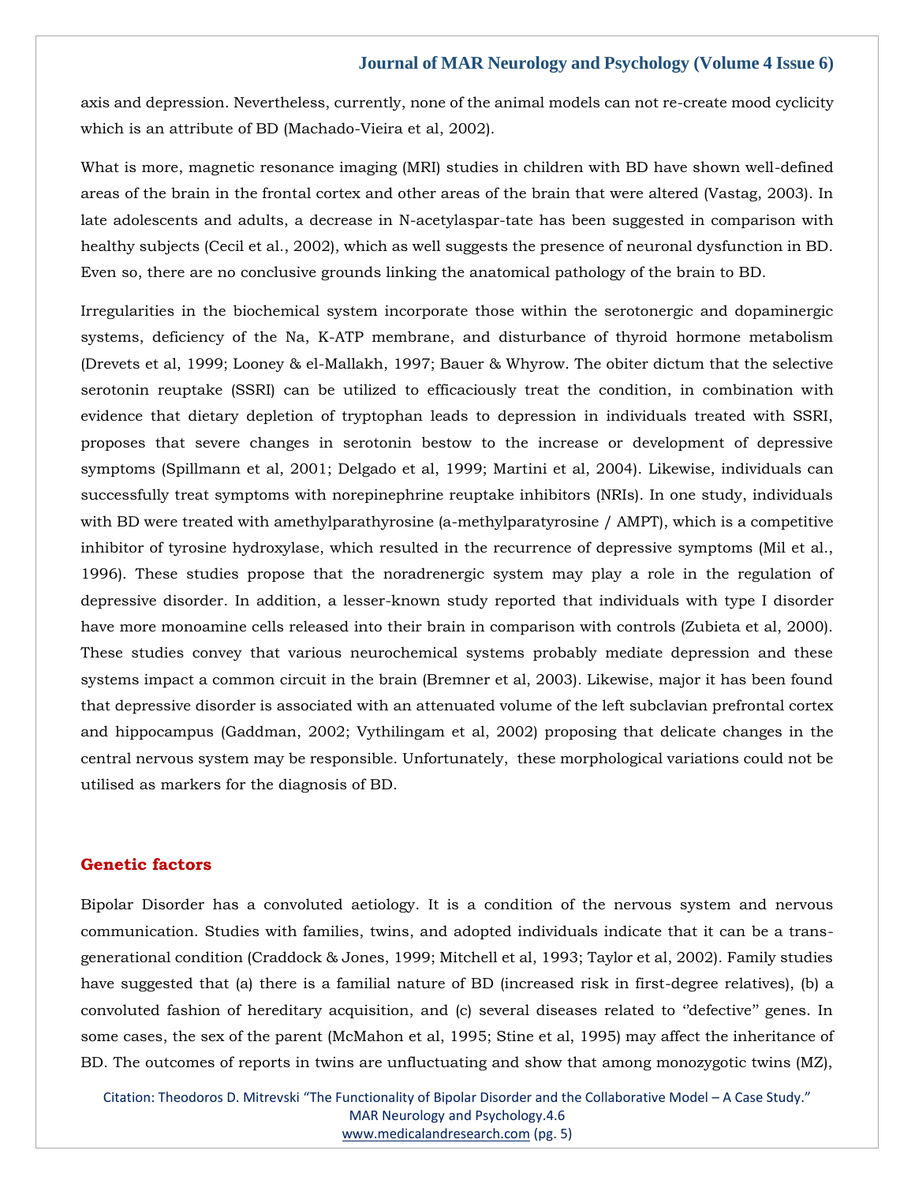axis and depression. Nevertheless, currently, none of the animal models can not re-create mood cyclicity which is an attribute of BD (Machado-Vieira et al, 2002).

What is more, magnetic resonance imaging (MRI) studies in children with BD have shown well-defined areas of the brain in the frontal cortex and other areas of the brain that were altered (Vastag, 2003). In late adolescents and adults, a decrease in N-acetylaspar-tate has been suggested in comparison with healthy subjects (Cecil et al., 2002), which as well suggests the presence of neuronal dysfunction in BD. Even so, there are no conclusive grounds linking the anatomical pathology of the brain to BD.

Irregularities in the biochemical system incorporate those within the serotonergic and dopaminergic systems, deficiency of the Na, K-ATP membrane, and disturbance of thyroid hormone metabolism (Drevets et al, 1999; Looney & el-Mallakh, 1997; Bauer & Whyrow. The obiter dictum that the selective serotonin reuptake (SSRI) can be utilized to efficaciously treat the condition, in combination with evidence that dietary depletion of tryptophan leads to depression in individuals treated with SSRI, proposes that severe changes in serotonin bestow to the increase or development of depressive symptoms (Spillmann et al, 2001; Delgado et al, 1999; Martini et al, 2004). Likewise, individuals can successfully treat symptoms with norepinephrine reuptake inhibitors (NRIs). In one study, individuals with BD were treated with amethylparathyrosine (a-methylparatyrosine / AMPT), which is a competitive inhibitor of tyrosine hydroxylase, which resulted in the recurrence of depressive symptoms (Mil et al., 1996). These studies propose that the noradrenergic system may play a role in the regulation of depressive disorder. In addition, a lesser-known study reported that individuals with type I disorder have more monoamine cells released into their brain in comparison with controls (Zubieta et al, 2000). These studies convey that various neurochemical systems probably mediate depression and these systems impact a common circuit in the brain (Bremner et al, 2003). Likewise, major it has been found that depressive disorder is associated with an attenuated volume of the left subclavian prefrontal cortex and hippocampus (Gaddman, 2002; Vythilingam et al, 2002) proposing that delicate changes in the central nervous system may be responsible. Unfortunately, these morphological variations could not be utilised as markers for the diagnosis of BD.

## Genetic factors

Bipolar Disorder has a convoluted aetiology. It is a condition of the nervous system and nervous communication. Studies with families, twins, and adopted individuals indicate that it can be a trans-generational condition (Craddock & Jones, 1999; Mitchell et al, 1993; Taylor et al, 2002). Family studies have suggested that (a) there is a familial nature of BD (increased risk in first-degree relatives), (b) a convoluted fashion of hereditary acquisition, and (c) several diseases related to ''defective'' genes. In some cases, the sex of the parent (McMahon et al, 1995; Stine et al, 1995) may affect the inheritance of BD. The outcomes of reports in twins are unfluctuating and show that among monozygotic twins (MZ),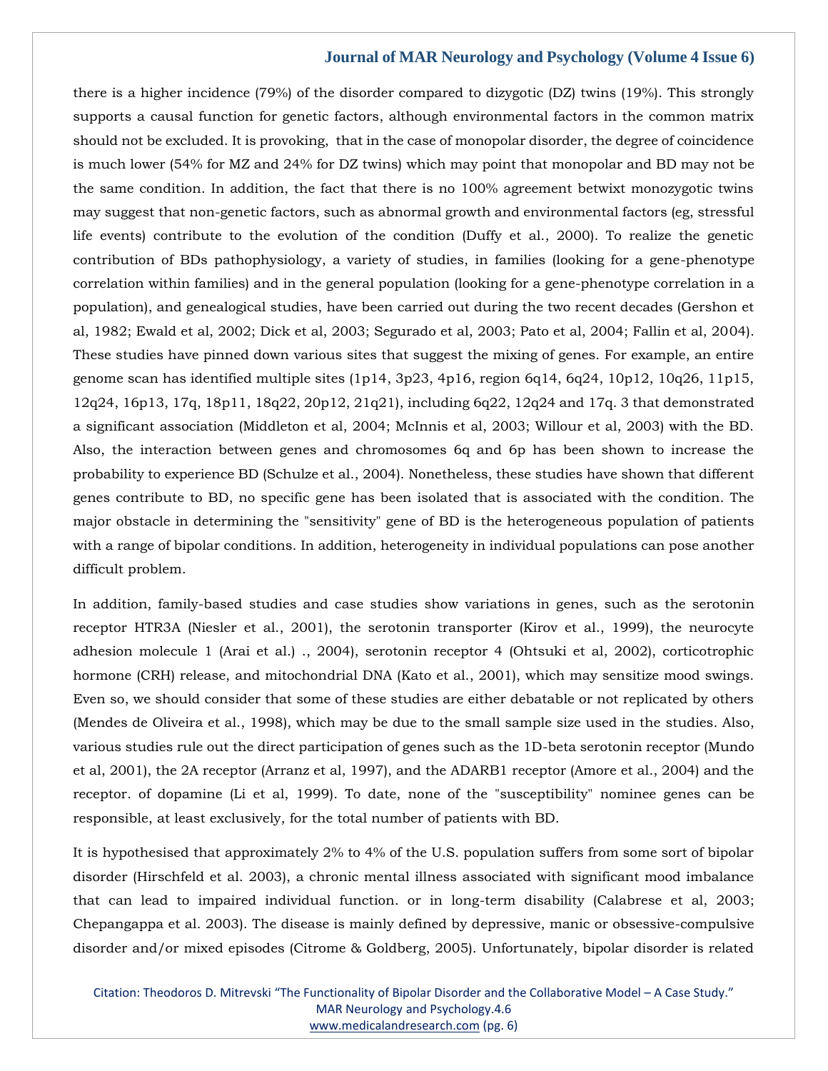there is a higher incidence (79%) of the disorder compared to dizygotic (DZ) twins (19%). This strongly supports a causal function for genetic factors, although environmental factors in the common matrix should not be excluded. It is provoking, that in the case of monopolar disorder, the degree of coincidence is much lower (54% for MZ and 24% for DZ twins) which may point that monopolar and BD may not be the same condition. In addition, the fact that there is no 100% agreement betwixt monozygotic twins may suggest that non-genetic factors, such as abnormal growth and environmental factors (eg, stressful life events) contribute to the evolution of the condition (Duffy et al., 2000). To realize the genetic contribution of BDs pathophysiology, a variety of studies, in families (looking for a gene-phenotype correlation within families) and in the general population (looking for a gene-phenotype correlation in a population), and genealogical studies, have been carried out during the two recent decades (Gershon et al, 1982; Ewald et al, 2002; Dick et al, 2003; Segurado et al, 2003; Pato et al, 2004; Fallin et al, 2004). These studies have pinned down various sites that suggest the mixing of genes. For example, an entire genome scan has identified multiple sites (1p14, 3p23, 4p16, region 6q14, 6q24, 10p12, 10q26, 11p15, 12q24, 16p13, 17q, 18p11, 18q22, 20p12, 21q21), including 6q22, 12q24 and 17q. 3 that demonstrated a significant association (Middleton et al, 2004; McInnis et al, 2003; Willour et al, 2003) with the BD. Also, the interaction between genes and chromosomes 6q and 6p has been shown to increase the probability to experience BD (Schulze et al., 2004). Nonetheless, these studies have shown that different genes contribute to BD, no specific gene has been isolated that is associated with the condition. The major obstacle in determining the "sensitivity" gene of BD is the heterogeneous population of patients with a range of bipolar conditions. In addition, heterogeneity in individual populations can pose another difficult problem.

In addition, family-based studies and case studies show variations in genes, such as the serotonin receptor HTR3A (Niesler et al., 2001), the serotonin transporter (Kirov et al., 1999), the neurocyte adhesion molecule 1 (Arai et al.) ., 2004), serotonin receptor 4 (Ohtsuki et al, 2002), corticotrophic hormone (CRH) release, and mitochondrial DNA (Kato et al., 2001), which may sensitize mood swings. Even so, we should consider that some of these studies are either debatable or not replicated by others (Mendes de Oliveira et al., 1998), which may be due to the small sample size used in the studies. Also, various studies rule out the direct participation of genes such as the 1D-beta serotonin receptor (Mundo et al, 2001), the 2A receptor (Arranz et al, 1997), and the ADARB1 receptor (Amore et al., 2004) and the receptor. of dopamine (Li et al, 1999). To date, none of the "susceptibility" nominee genes can be responsible, at least exclusively, for the total number of patients with BD.

It is hypothesised that approximately 2% to 4% of the U.S. population suffers from some sort of bipolar disorder (Hirschfeld et al. 2003), a chronic mental illness associated with significant mood imbalance that can lead to impaired individual function. or in long-term disability (Calabrese et al, 2003; Chepangappa et al. 2003). The disease is mainly defined by depressive, manic or obsessive-compulsive disorder and/or mixed episodes (Citrome & Goldberg, 2005). Unfortunately, bipolar disorder is related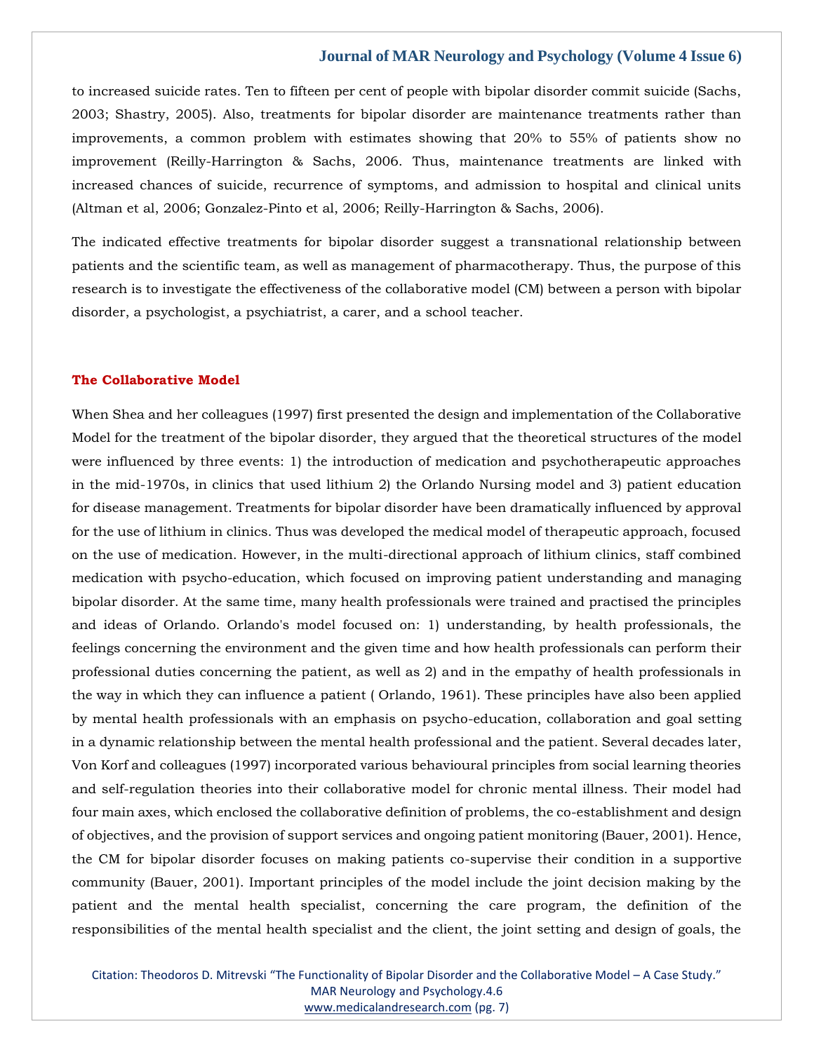to increased suicide rates. Ten to fifteen per cent of people with bipolar disorder commit suicide (Sachs, 2003; Shastry, 2005). Also, treatments for bipolar disorder are maintenance treatments rather than improvements, a common problem with estimates showing that 20% to 55% of patients show no improvement (Reilly-Harrington & Sachs, 2006. Thus, maintenance treatments are linked with increased chances of suicide, recurrence of symptoms, and admission to hospital and clinical units (Altman et al, 2006; Gonzalez-Pinto et al, 2006; Reilly-Harrington & Sachs, 2006).

The indicated effective treatments for bipolar disorder suggest a transnational relationship between patients and the scientific team, as well as management of pharmacotherapy. Thus, the purpose of this research is to investigate the effectiveness of the collaborative model (CM) between a person with bipolar disorder, a psychologist, a psychiatrist, a carer, and a school teacher.

## The Collaborative Model

When Shea and her colleagues (1997) first presented the design and implementation of the Collaborative Model for the treatment of the bipolar disorder, they argued that the theoretical structures of the model were influenced by three events: 1) the introduction of medication and psychotherapeutic approaches in the mid-1970s, in clinics that used lithium 2) the Orlando Nursing model and 3) patient education for disease management. Treatments for bipolar disorder have been dramatically influenced by approval for the use of lithium in clinics. Thus was developed the medical model of therapeutic approach, focused on the use of medication. However, in the multi-directional approach of lithium clinics, staff combined medication with psycho-education, which focused on improving patient understanding and managing bipolar disorder. At the same time, many health professionals were trained and practised the principles and ideas of Orlando. Orlando's model focused on: 1) understanding, by health professionals, the feelings concerning the environment and the given time and how health professionals can perform their professional duties concerning the patient, as well as 2) and in the empathy of health professionals in the way in which they can influence a patient ( Orlando, 1961). These principles have also been applied by mental health professionals with an emphasis on psycho-education, collaboration and goal setting in a dynamic relationship between the mental health professional and the patient. Several decades later, Von Korf and colleagues (1997) incorporated various behavioural principles from social learning theories and self-regulation theories into their collaborative model for chronic mental illness. Their model had four main axes, which enclosed the collaborative definition of problems, the co-establishment and design of objectives, and the provision of support services and ongoing patient monitoring (Bauer, 2001). Hence, the CM for bipolar disorder focuses on making patients co-supervise their condition in a supportive community (Bauer, 2001). Important principles of the model include the joint decision making by the patient and the mental health specialist, concerning the care program, the definition of the responsibilities of the mental health specialist and the client, the joint setting and design of goals, the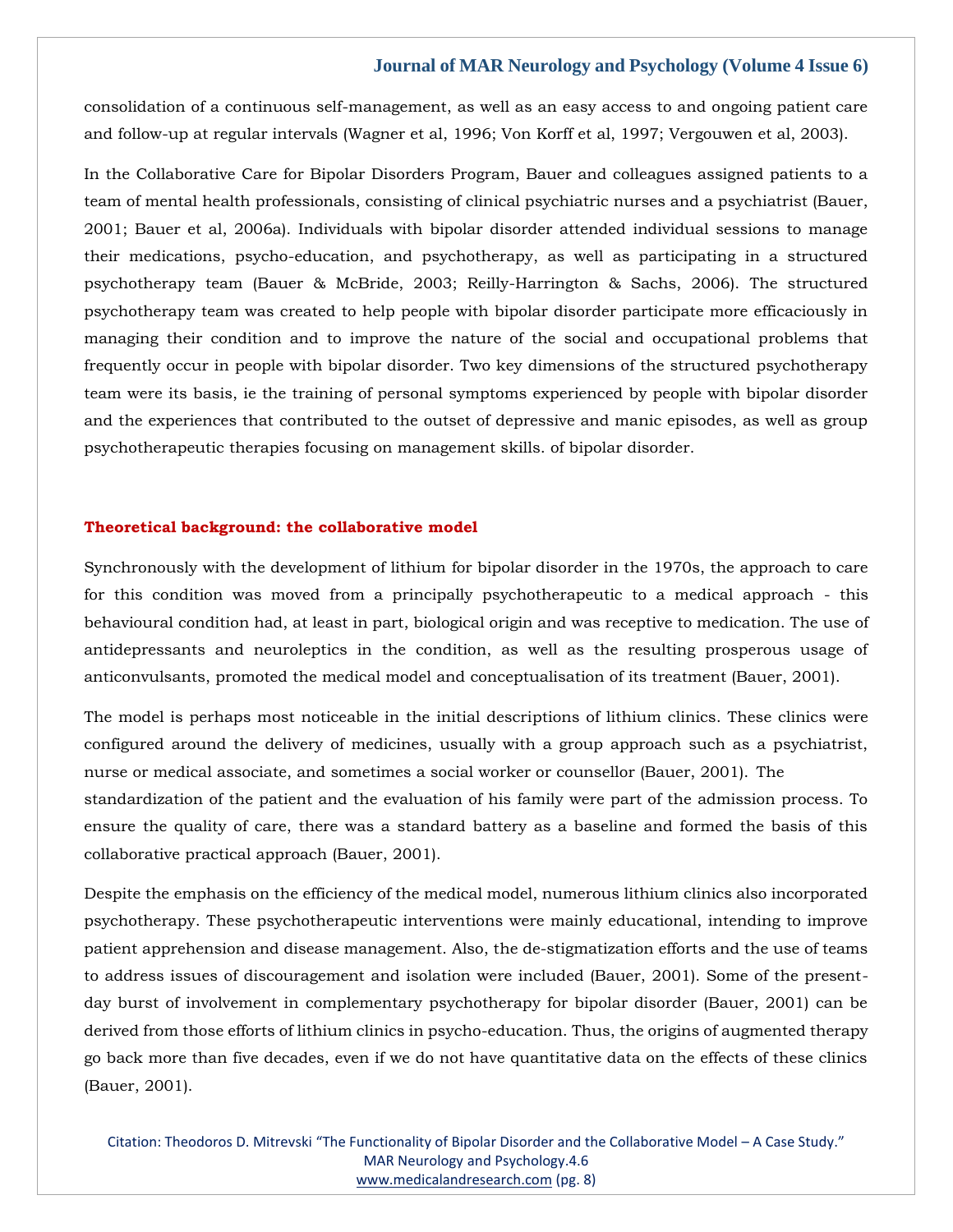consolidation of a continuous self-management, as well as an easy access to and ongoing patient care and follow-up at regular intervals (Wagner et al, 1996; Von Korff et al, 1997; Vergouwen et al, 2003).

In the Collaborative Care for Bipolar Disorders Program, Bauer and colleagues assigned patients to a team of mental health professionals, consisting of clinical psychiatric nurses and a psychiatrist (Bauer, 2001; Bauer et al, 2006a). Individuals with bipolar disorder attended individual sessions to manage their medications, psycho-education, and psychotherapy, as well as participating in a structured psychotherapy team (Bauer & McBride, 2003; Reilly-Harrington & Sachs, 2006). The structured psychotherapy team was created to help people with bipolar disorder participate more efficaciously in managing their condition and to improve the nature of the social and occupational problems that frequently occur in people with bipolar disorder. Two key dimensions of the structured psychotherapy team were its basis, ie the training of personal symptoms experienced by people with bipolar disorder and the experiences that contributed to the outset of depressive and manic episodes, as well as group psychotherapeutic therapies focusing on management skills. of bipolar disorder.

## Theoretical background: the collaborative model

Synchronously with the development of lithium for bipolar disorder in the 1970s, the approach to care for this condition was moved from a principally psychotherapeutic to a medical approach - this behavioural condition had, at least in part, biological origin and was receptive to medication. The use of antidepressants and neuroleptics in the condition, as well as the resulting prosperous usage of anticonvulsants, promoted the medical model and conceptualisation of its treatment (Bauer, 2001).

The model is perhaps most noticeable in the initial descriptions of lithium clinics. These clinics were configured around the delivery of medicines, usually with a group approach such as a psychiatrist, nurse or medical associate, and sometimes a social worker or counsellor (Bauer, 2001). The standardization of the patient and the evaluation of his family were part of the admission process. To ensure the quality of care, there was a standard battery as a baseline and formed the basis of this collaborative practical approach (Bauer, 2001).

Despite the emphasis on the efficiency of the medical model, numerous lithium clinics also incorporated psychotherapy. These psychotherapeutic interventions were mainly educational, intending to improve patient apprehension and disease management. Also, the de-stigmatization efforts and the use of teams to address issues of discouragement and isolation were included (Bauer, 2001). Some of the present-day burst of involvement in complementary psychotherapy for bipolar disorder (Bauer, 2001) can be derived from those efforts of lithium clinics in psycho-education. Thus, the origins of augmented therapy go back more than five decades, even if we do not have quantitative data on the effects of these clinics (Bauer, 2001).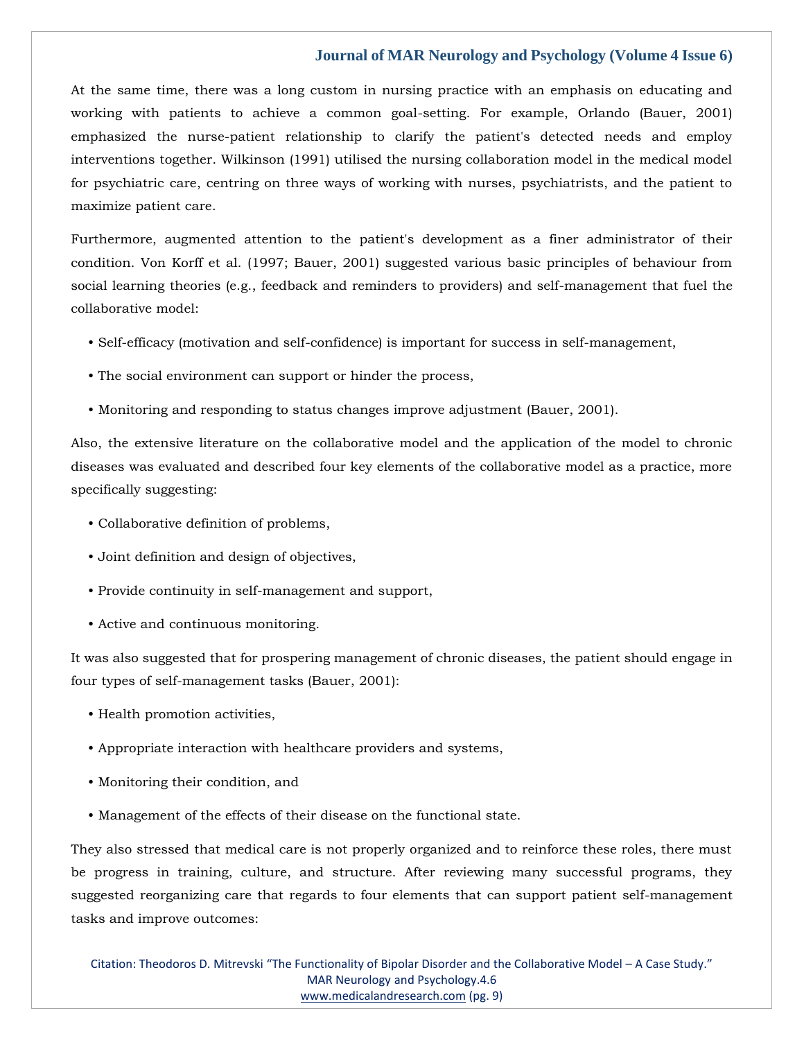At the same time, there was a long custom in nursing practice with an emphasis on educating and working with patients to achieve a common goal-setting. For example, Orlando (Bauer, 2001) emphasized the nurse-patient relationship to clarify the patient's detected needs and employ interventions together. Wilkinson (1991) utilised the nursing collaboration model in the medical model for psychiatric care, centring on three ways of working with nurses, psychiatrists, and the patient to maximize patient care.

Furthermore, augmented attention to the patient's development as a finer administrator of their condition. Von Korff et al. (1997; Bauer, 2001) suggested various basic principles of behaviour from social learning theories (e.g., feedback and reminders to providers) and self-management that fuel the collaborative model:

- Self-efficacy (motivation and self-confidence) is important for success in self-management,
- The social environment can support or hinder the process,
- Monitoring and responding to status changes improve adjustment (Bauer, 2001).

Also, the extensive literature on the collaborative model and the application of the model to chronic diseases was evaluated and described four key elements of the collaborative model as a practice, more specifically suggesting:

- Collaborative definition of problems,
- Joint definition and design of objectives,
- Provide continuity in self-management and support,
- Active and continuous monitoring.

It was also suggested that for prospering management of chronic diseases, the patient should engage in four types of self-management tasks (Bauer, 2001):

- Health promotion activities,
- Appropriate interaction with healthcare providers and systems,
- Monitoring their condition, and
- Management of the effects of their disease on the functional state.

They also stressed that medical care is not properly organized and to reinforce these roles, there must be progress in training, culture, and structure. After reviewing many successful programs, they suggested reorganizing care that regards to four elements that can support patient self-management tasks and improve outcomes: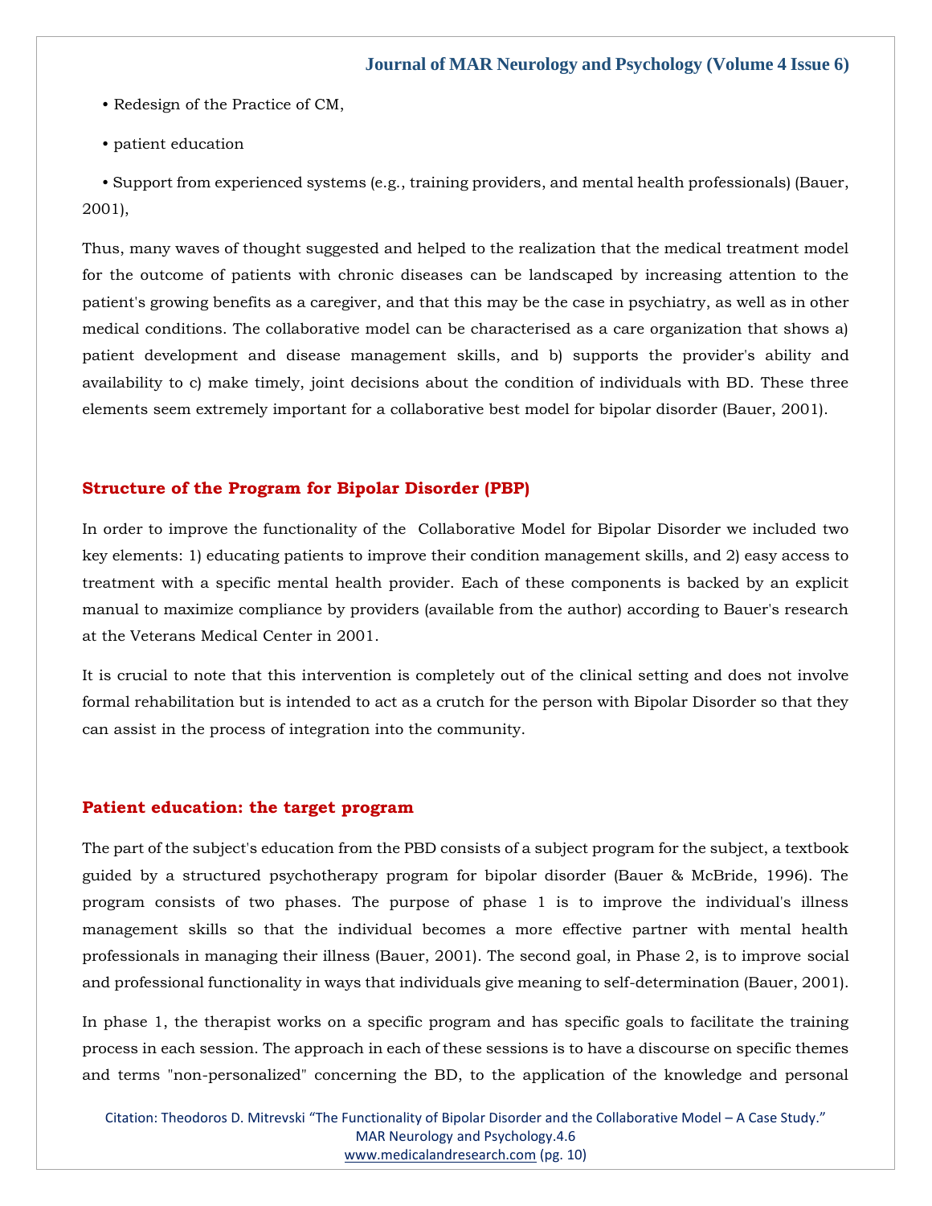- Redesign of the Practice of CM,
- patient education
- Support from experienced systems (e.g., training providers, and mental health professionals) (Bauer, 2001),

Thus, many waves of thought suggested and helped to the realization that the medical treatment model for the outcome of patients with chronic diseases can be landscaped by increasing attention to the patient's growing benefits as a caregiver, and that this may be the case in psychiatry, as well as in other medical conditions. The collaborative model can be characterised as a care organization that shows a) patient development and disease management skills, and b) supports the provider's ability and availability to c) make timely, joint decisions about the condition of individuals with BD. These three elements seem extremely important for a collaborative best model for bipolar disorder (Bauer, 2001).

## Structure of the Program for Bipolar Disorder (PBP)

In order to improve the functionality of the Collaborative Model for Bipolar Disorder we included two key elements: 1) educating patients to improve their condition management skills, and 2) easy access to treatment with a specific mental health provider. Each of these components is backed by an explicit manual to maximize compliance by providers (available from the author) according to Bauer's research at the Veterans Medical Center in 2001.

It is crucial to note that this intervention is completely out of the clinical setting and does not involve formal rehabilitation but is intended to act as a crutch for the person with Bipolar Disorder so that they can assist in the process of integration into the community.

## Patient education: the target program

The part of the subject's education from the PBD consists of a subject program for the subject, a textbook guided by a structured psychotherapy program for bipolar disorder (Bauer & McBride, 1996). The program consists of two phases. The purpose of phase 1 is to improve the individual's illness management skills so that the individual becomes a more effective partner with mental health professionals in managing their illness (Bauer, 2001). The second goal, in Phase 2, is to improve social and professional functionality in ways that individuals give meaning to self-determination (Bauer, 2001).

In phase 1, the therapist works on a specific program and has specific goals to facilitate the training process in each session. The approach in each of these sessions is to have a discourse on specific themes and terms "non-personalized" concerning the BD, to the application of the knowledge and personal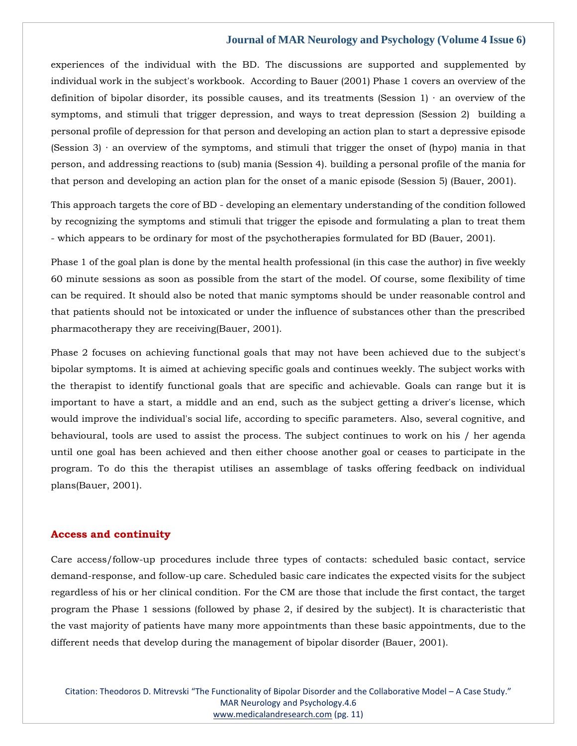experiences of the individual with the BD. The discussions are supported and supplemented by individual work in the subject's workbook. According to Bauer (2001) Phase 1 covers an overview of the definition of bipolar disorder, its possible causes, and its treatments (Session 1) · an overview of the symptoms, and stimuli that trigger depression, and ways to treat depression (Session 2) building a personal profile of depression for that person and developing an action plan to start a depressive episode (Session 3) · an overview of the symptoms, and stimuli that trigger the onset of (hypo) mania in that person, and addressing reactions to (sub) mania (Session 4). building a personal profile of the mania for that person and developing an action plan for the onset of a manic episode (Session 5) (Bauer, 2001).

This approach targets the core of BD - developing an elementary understanding of the condition followed by recognizing the symptoms and stimuli that trigger the episode and formulating a plan to treat them - which appears to be ordinary for most of the psychotherapies formulated for BD (Bauer, 2001).

Phase 1 of the goal plan is done by the mental health professional (in this case the author) in five weekly 60 minute sessions as soon as possible from the start of the model. Of course, some flexibility of time can be required. It should also be noted that manic symptoms should be under reasonable control and that patients should not be intoxicated or under the influence of substances other than the prescribed pharmacotherapy they are receiving(Bauer, 2001).

Phase 2 focuses on achieving functional goals that may not have been achieved due to the subject's bipolar symptoms. It is aimed at achieving specific goals and continues weekly. The subject works with the therapist to identify functional goals that are specific and achievable. Goals can range but it is important to have a start, a middle and an end, such as the subject getting a driver's license, which would improve the individual's social life, according to specific parameters. Also, several cognitive, and behavioural, tools are used to assist the process. The subject continues to work on his / her agenda until one goal has been achieved and then either choose another goal or ceases to participate in the program. To do this the therapist utilises an assemblage of tasks offering feedback on individual plans(Bauer, 2001).

## Access and continuity

Care access/follow-up procedures include three types of contacts: scheduled basic contact, service demand-response, and follow-up care. Scheduled basic care indicates the expected visits for the subject regardless of his or her clinical condition. For the CM are those that include the first contact, the target program the Phase 1 sessions (followed by phase 2, if desired by the subject). It is characteristic that the vast majority of patients have many more appointments than these basic appointments, due to the different needs that develop during the management of bipolar disorder (Bauer, 2001).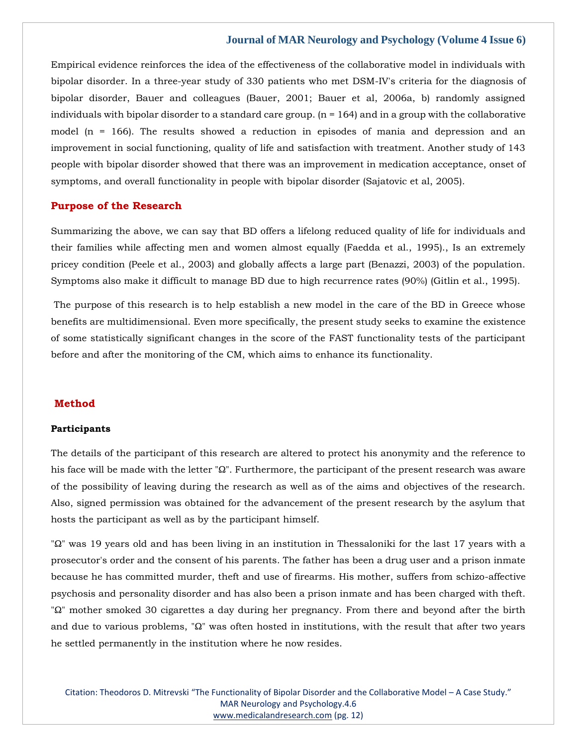Empirical evidence reinforces the idea of the effectiveness of the collaborative model in individuals with bipolar disorder. In a three-year study of 330 patients who met DSM-IV's criteria for the diagnosis of bipolar disorder, Bauer and colleagues (Bauer, 2001; Bauer et al, 2006a, b) randomly assigned individuals with bipolar disorder to a standard care group. (n = 164) and in a group with the collaborative model (n = 166). The results showed a reduction in episodes of mania and depression and an improvement in social functioning, quality of life and satisfaction with treatment. Another study of 143 people with bipolar disorder showed that there was an improvement in medication acceptance, onset of symptoms, and overall functionality in people with bipolar disorder (Sajatovic et al, 2005).

## Purpose of the Research

Summarizing the above, we can say that BD offers a lifelong reduced quality of life for individuals and their families while affecting men and women almost equally (Faedda et al., 1995)., Is an extremely pricey condition (Peele et al., 2003) and globally affects a large part (Benazzi, 2003) of the population. Symptoms also make it difficult to manage BD due to high recurrence rates (90%) (Gitlin et al., 1995).

The purpose of this research is to help establish a new model in the care of the BD in Greece whose benefits are multidimensional. Even more specifically, the present study seeks to examine the existence of some statistically significant changes in the score of the FAST functionality tests of the participant before and after the monitoring of the CM, which aims to enhance its functionality.

## Method

### Participants

The details of the participant of this research are altered to protect his anonymity and the reference to his face will be made with the letter "Ω". Furthermore, the participant of the present research was aware of the possibility of leaving during the research as well as of the aims and objectives of the research. Also, signed permission was obtained for the advancement of the present research by the asylum that hosts the participant as well as by the participant himself.

"Ω" was 19 years old and has been living in an institution in Thessaloniki for the last 17 years with a prosecutor's order and the consent of his parents. The father has been a drug user and a prison inmate because he has committed murder, theft and use of firearms. His mother, suffers from schizo-affective psychosis and personality disorder and has also been a prison inmate and has been charged with theft. "Ω" mother smoked 30 cigarettes a day during her pregnancy. From there and beyond after the birth and due to various problems, "Ω" was often hosted in institutions, with the result that after two years he settled permanently in the institution where he now resides.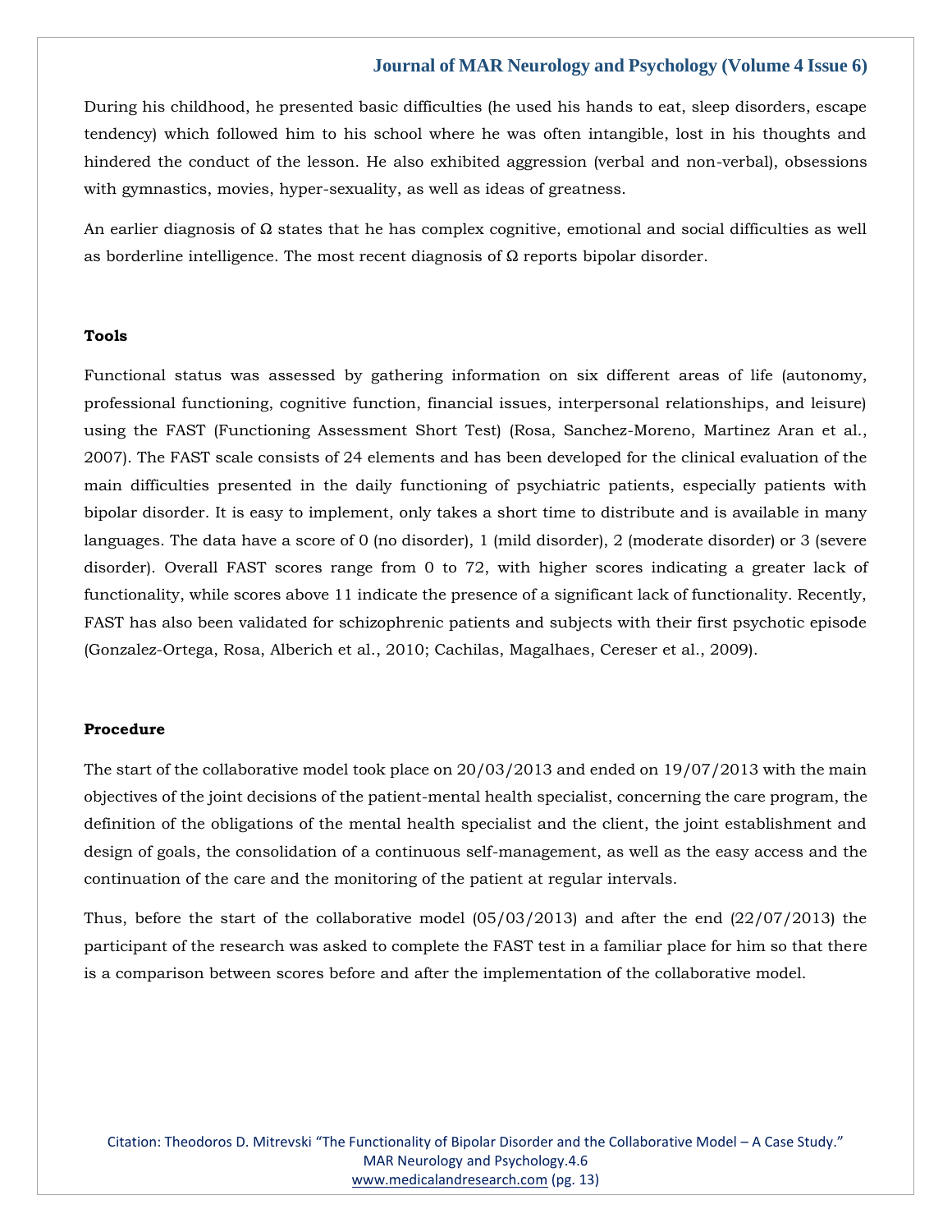During his childhood, he presented basic difficulties (he used his hands to eat, sleep disorders, escape tendency) which followed him to his school where he was often intangible, lost in his thoughts and hindered the conduct of the lesson. He also exhibited aggression (verbal and non-verbal), obsessions with gymnastics, movies, hyper-sexuality, as well as ideas of greatness.

An earlier diagnosis of Ω states that he has complex cognitive, emotional and social difficulties as well as borderline intelligence. The most recent diagnosis of Ω reports bipolar disorder.

**Tools**

Functional status was assessed by gathering information on six different areas of life (autonomy, professional functioning, cognitive function, financial issues, interpersonal relationships, and leisure) using the FAST (Functioning Assessment Short Test) (Rosa, Sanchez-Moreno, Martinez Aran et al., 2007). The FAST scale consists of 24 elements and has been developed for the clinical evaluation of the main difficulties presented in the daily functioning of psychiatric patients, especially patients with bipolar disorder. It is easy to implement, only takes a short time to distribute and is available in many languages. The data have a score of 0 (no disorder), 1 (mild disorder), 2 (moderate disorder) or 3 (severe disorder). Overall FAST scores range from 0 to 72, with higher scores indicating a greater lack of functionality, while scores above 11 indicate the presence of a significant lack of functionality. Recently, FAST has also been validated for schizophrenic patients and subjects with their first psychotic episode (Gonzalez-Ortega, Rosa, Alberich et al., 2010; Cachilas, Magalhaes, Cereser et al., 2009).

**Procedure**

The start of the collaborative model took place on 20/03/2013 and ended on 19/07/2013 with the main objectives of the joint decisions of the patient-mental health specialist, concerning the care program, the definition of the obligations of the mental health specialist and the client, the joint establishment and design of goals, the consolidation of a continuous self-management, as well as the easy access and the continuation of the care and the monitoring of the patient at regular intervals.

Thus, before the start of the collaborative model (05/03/2013) and after the end (22/07/2013) the participant of the research was asked to complete the FAST test in a familiar place for him so that there is a comparison between scores before and after the implementation of the collaborative model.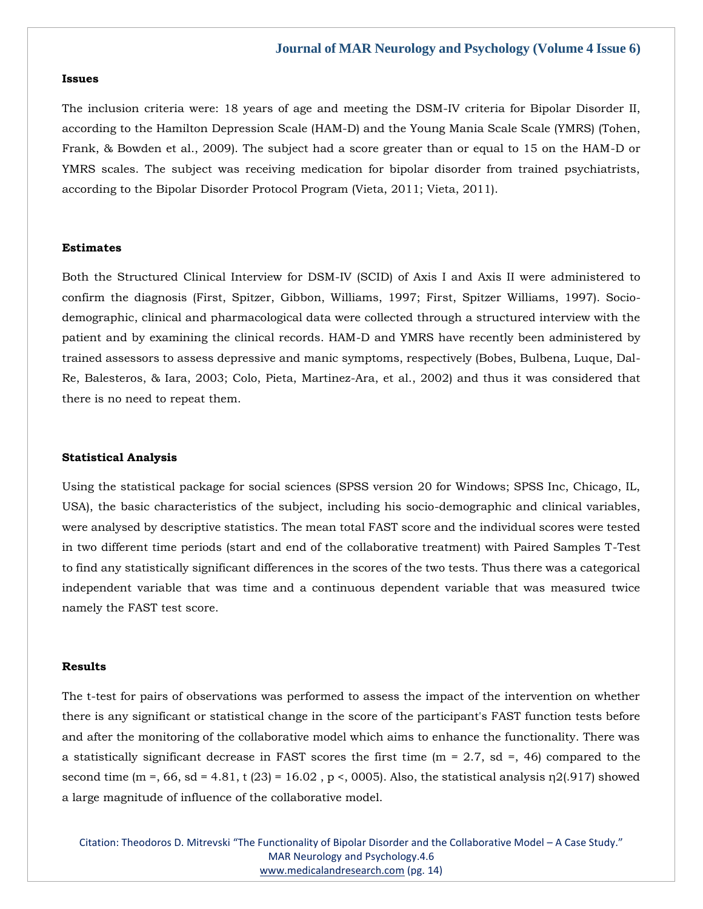## Issues

The inclusion criteria were: 18 years of age and meeting the DSM-IV criteria for Bipolar Disorder II, according to the Hamilton Depression Scale (HAM-D) and the Young Mania Scale Scale (YMRS) (Tohen, Frank, & Bowden et al., 2009). The subject had a score greater than or equal to 15 on the HAM-D or YMRS scales. The subject was receiving medication for bipolar disorder from trained psychiatrists, according to the Bipolar Disorder Protocol Program (Vieta, 2011; Vieta, 2011).

## Estimates

Both the Structured Clinical Interview for DSM-IV (SCID) of Axis I and Axis II were administered to confirm the diagnosis (First, Spitzer, Gibbon, Williams, 1997; First, Spitzer Williams, 1997). Socio-demographic, clinical and pharmacological data were collected through a structured interview with the patient and by examining the clinical records. HAM-D and YMRS have recently been administered by trained assessors to assess depressive and manic symptoms, respectively (Bobes, Bulbena, Luque, Dal-Re, Balesteros, & Iara, 2003; Colo, Pieta, Martinez-Ara, et al., 2002) and thus it was considered that there is no need to repeat them.

## Statistical Analysis

Using the statistical package for social sciences (SPSS version 20 for Windows; SPSS Inc, Chicago, IL, USA), the basic characteristics of the subject, including his socio-demographic and clinical variables, were analysed by descriptive statistics. The mean total FAST score and the individual scores were tested in two different time periods (start and end of the collaborative treatment) with Paired Samples T-Test to find any statistically significant differences in the scores of the two tests. Thus there was a categorical independent variable that was time and a continuous dependent variable that was measured twice namely the FAST test score.

## Results

The t-test for pairs of observations was performed to assess the impact of the intervention on whether there is any significant or statistical change in the score of the participant's FAST function tests before and after the monitoring of the collaborative model which aims to enhance the functionality. There was a statistically significant decrease in FAST scores the first time (m = 2.7, sd =, 46) compared to the second time (m =, 66, sd = 4.81, t (23) = 16.02 , p <, 0005). Also, the statistical analysis $\eta 2$(.917) showed a large magnitude of influence of the collaborative model.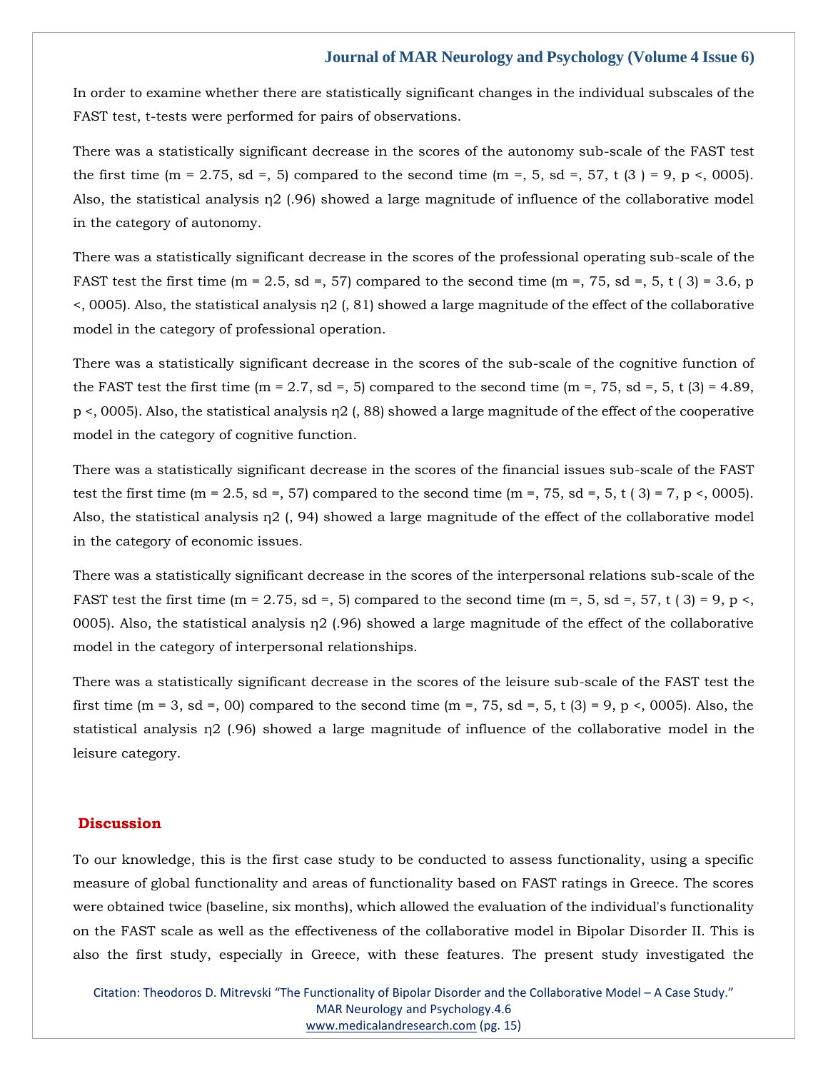In order to examine whether there are statistically significant changes in the individual subscales of the FAST test, t-tests were performed for pairs of observations.

There was a statistically significant decrease in the scores of the autonomy sub-scale of the FAST test the first time (m = 2.75, sd =, 5) compared to the second time (m =, 5, sd =, 57, t (3 ) = 9, p <, 0005). Also, the statistical analysis η2 (.96) showed a large magnitude of influence of the collaborative model in the category of autonomy.

There was a statistically significant decrease in the scores of the professional operating sub-scale of the FAST test the first time (m = 2.5, sd =, 57) compared to the second time (m =, 75, sd =, 5, t ( 3) = 3.6, p <, 0005). Also, the statistical analysis η2 (, 81) showed a large magnitude of the effect of the collaborative model in the category of professional operation.

There was a statistically significant decrease in the scores of the sub-scale of the cognitive function of the FAST test the first time (m = 2.7, sd =, 5) compared to the second time (m =, 75, sd =, 5, t (3) = 4.89, p <, 0005). Also, the statistical analysis η2 (, 88) showed a large magnitude of the effect of the cooperative model in the category of cognitive function.

There was a statistically significant decrease in the scores of the financial issues sub-scale of the FAST test the first time (m = 2.5, sd =, 57) compared to the second time (m =, 75, sd =, 5, t ( 3) = 7, p <, 0005). Also, the statistical analysis η2 (, 94) showed a large magnitude of the effect of the collaborative model in the category of economic issues.

There was a statistically significant decrease in the scores of the interpersonal relations sub-scale of the FAST test the first time (m = 2.75, sd =, 5) compared to the second time (m =, 5, sd =, 57, t ( 3) = 9, p <, 0005). Also, the statistical analysis η2 (.96) showed a large magnitude of the effect of the collaborative model in the category of interpersonal relationships.

There was a statistically significant decrease in the scores of the leisure sub-scale of the FAST test the first time (m = 3, sd =, 00) compared to the second time (m =, 75, sd =, 5, t (3) = 9, p <, 0005). Also, the statistical analysis η2 (.96) showed a large magnitude of influence of the collaborative model in the leisure category.

## Discussion

To our knowledge, this is the first case study to be conducted to assess functionality, using a specific measure of global functionality and areas of functionality based on FAST ratings in Greece. The scores were obtained twice (baseline, six months), which allowed the evaluation of the individual's functionality on the FAST scale as well as the effectiveness of the collaborative model in Bipolar Disorder II. This is also the first study, especially in Greece, with these features. The present study investigated the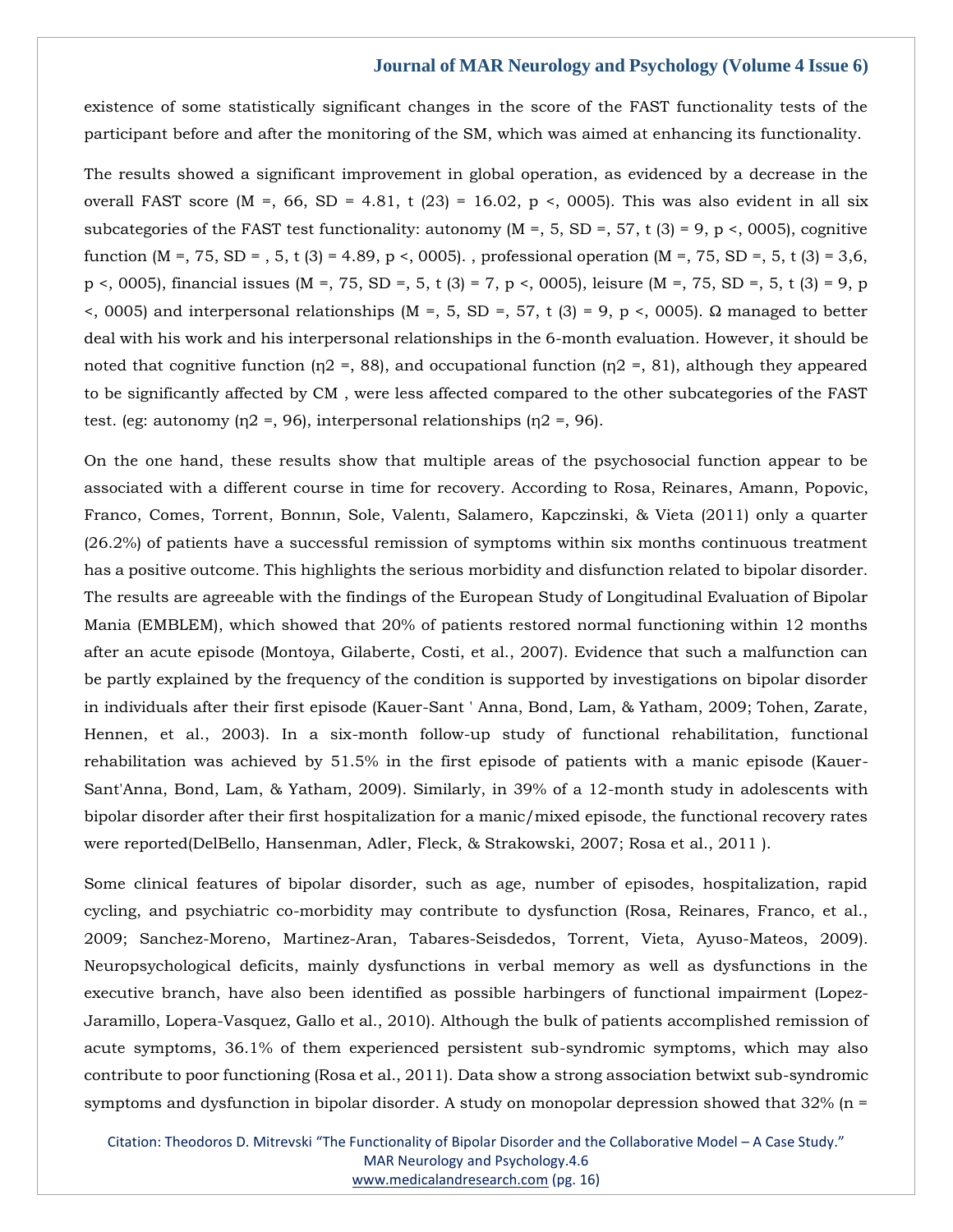existence of some statistically significant changes in the score of the FAST functionality tests of the participant before and after the monitoring of the SM, which was aimed at enhancing its functionality.

The results showed a significant improvement in global operation, as evidenced by a decrease in the overall FAST score (M =, 66, SD = 4.81, t (23) = 16.02, p <, 0005). This was also evident in all six subcategories of the FAST test functionality: autonomy (M =, 5, SD =, 57, t (3) = 9, p <, 0005), cognitive function (M =, 75, SD = , 5, t (3) = 4.89, p <, 0005). , professional operation (M =, 75, SD =, 5, t (3) = 3,6, p <, 0005), financial issues (M =, 75, SD =, 5, t (3) = 7, p <, 0005), leisure (M =, 75, SD =, 5, t (3) = 9, p <, 0005) and interpersonal relationships (M =, 5, SD =, 57, t (3) = 9, p <, 0005). Ω managed to better deal with his work and his interpersonal relationships in the 6-month evaluation. However, it should be noted that cognitive function (η2 =, 88), and occupational function (η2 =, 81), although they appeared to be significantly affected by CM , were less affected compared to the other subcategories of the FAST test. (eg: autonomy (η2 =, 96), interpersonal relationships (η2 =, 96).

On the one hand, these results show that multiple areas of the psychosocial function appear to be associated with a different course in time for recovery. According to Rosa, Reinares, Amann, Popovic, Franco, Comes, Torrent, Bonnın, Sole, Valentı, Salamero, Kapczinski, & Vieta (2011) only a quarter (26.2%) of patients have a successful remission of symptoms within six months continuous treatment has a positive outcome. This highlights the serious morbidity and disfunction related to bipolar disorder. The results are agreeable with the findings of the European Study of Longitudinal Evaluation of Bipolar Mania (EMBLEM), which showed that 20% of patients restored normal functioning within 12 months after an acute episode (Montoya, Gilaberte, Costi, et al., 2007). Evidence that such a malfunction can be partly explained by the frequency of the condition is supported by investigations on bipolar disorder in individuals after their first episode (Kauer-Sant ' Anna, Bond, Lam, & Yatham, 2009; Tohen, Zarate, Hennen, et al., 2003). In a six-month follow-up study of functional rehabilitation, functional rehabilitation was achieved by 51.5% in the first episode of patients with a manic episode (Kauer-Sant'Anna, Bond, Lam, & Yatham, 2009). Similarly, in 39% of a 12-month study in adolescents with bipolar disorder after their first hospitalization for a manic/mixed episode, the functional recovery rates were reported(DelBello, Hansenman, Adler, Fleck, & Strakowski, 2007; Rosa et al., 2011 ).

Some clinical features of bipolar disorder, such as age, number of episodes, hospitalization, rapid cycling, and psychiatric co-morbidity may contribute to dysfunction (Rosa, Reinares, Franco, et al., 2009; Sanchez-Moreno, Martinez-Aran, Tabares-Seisdedos, Torrent, Vieta, Ayuso-Mateos, 2009). Neuropsychological deficits, mainly dysfunctions in verbal memory as well as dysfunctions in the executive branch, have also been identified as possible harbingers of functional impairment (Lopez-Jaramillo, Lopera-Vasquez, Gallo et al., 2010). Although the bulk of patients accomplished remission of acute symptoms, 36.1% of them experienced persistent sub-syndromic symptoms, which may also contribute to poor functioning (Rosa et al., 2011). Data show a strong association betwixt sub-syndromic symptoms and dysfunction in bipolar disorder. A study on monopolar depression showed that 32% (n =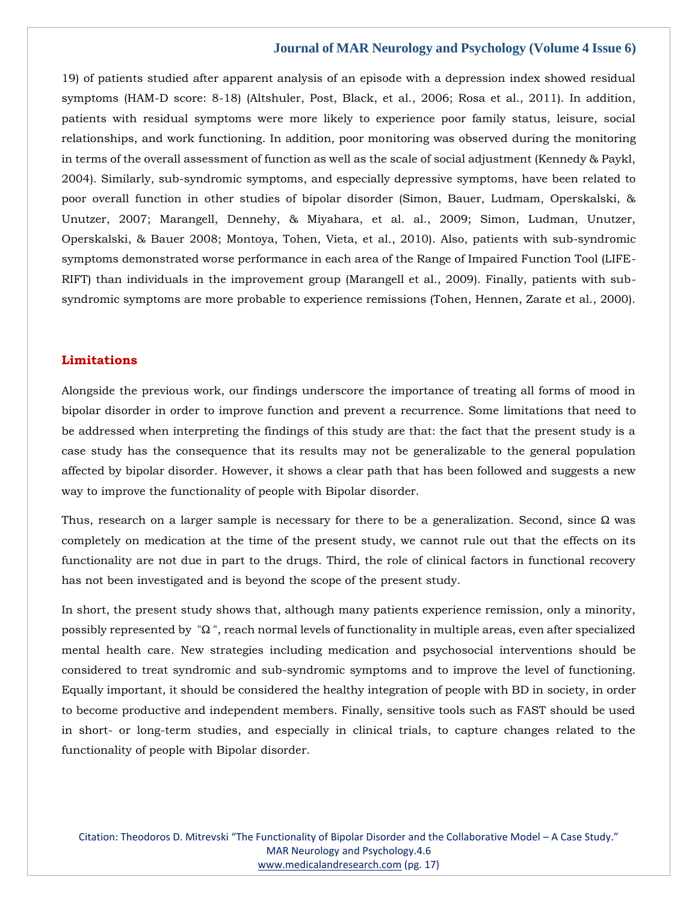19) of patients studied after apparent analysis of an episode with a depression index showed residual symptoms (HAM-D score: 8-18) (Altshuler, Post, Black, et al., 2006; Rosa et al., 2011). In addition, patients with residual symptoms were more likely to experience poor family status, leisure, social relationships, and work functioning. In addition, poor monitoring was observed during the monitoring in terms of the overall assessment of function as well as the scale of social adjustment (Kennedy & Paykl, 2004). Similarly, sub-syndromic symptoms, and especially depressive symptoms, have been related to poor overall function in other studies of bipolar disorder (Simon, Bauer, Ludmam, Operskalski, & Unutzer, 2007; Marangell, Dennehy, & Miyahara, et al. al., 2009; Simon, Ludman, Unutzer, Operskalski, & Bauer 2008; Montoya, Tohen, Vieta, et al., 2010). Also, patients with sub-syndromic symptoms demonstrated worse performance in each area of the Range of Impaired Function Tool (LIFE-RIFT) than individuals in the improvement group (Marangell et al., 2009). Finally, patients with sub-syndromic symptoms are more probable to experience remissions (Tohen, Hennen, Zarate et al., 2000).

## Limitations

Alongside the previous work, our findings underscore the importance of treating all forms of mood in bipolar disorder in order to improve function and prevent a recurrence. Some limitations that need to be addressed when interpreting the findings of this study are that: the fact that the present study is a case study has the consequence that its results may not be generalizable to the general population affected by bipolar disorder. However, it shows a clear path that has been followed and suggests a new way to improve the functionality of people with Bipolar disorder.

Thus, research on a larger sample is necessary for there to be a generalization. Second, since Ω was completely on medication at the time of the present study, we cannot rule out that the effects on its functionality are not due in part to the drugs. Third, the role of clinical factors in functional recovery has not been investigated and is beyond the scope of the present study.

In short, the present study shows that, although many patients experience remission, only a minority, possibly represented by "Ω ", reach normal levels of functionality in multiple areas, even after specialized mental health care. New strategies including medication and psychosocial interventions should be considered to treat syndromic and sub-syndromic symptoms and to improve the level of functioning. Equally important, it should be considered the healthy integration of people with BD in society, in order to become productive and independent members. Finally, sensitive tools such as FAST should be used in short- or long-term studies, and especially in clinical trials, to capture changes related to the functionality of people with Bipolar disorder.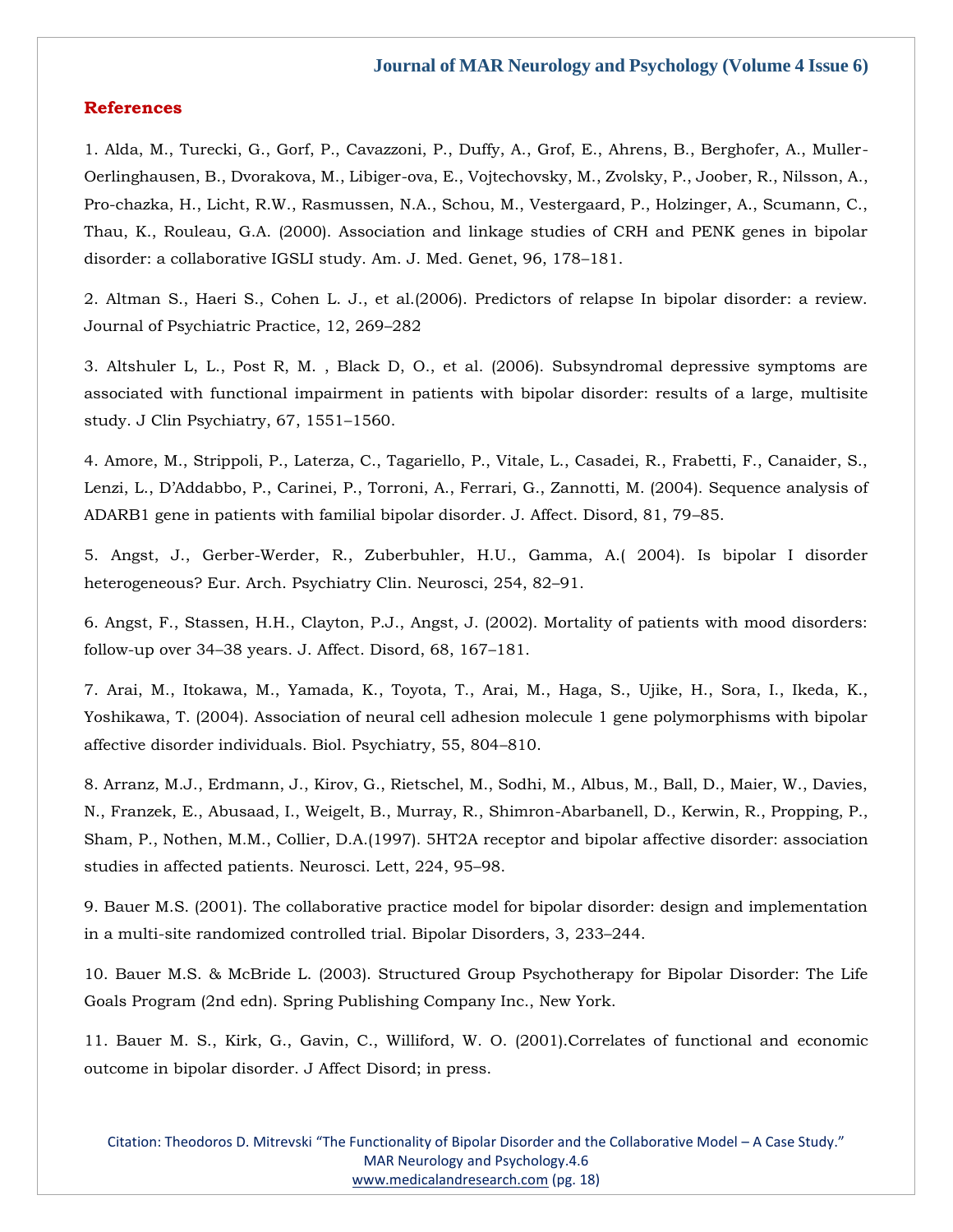## References

1. Alda, M., Turecki, G., Gorf, P., Cavazzoni, P., Duffy, A., Grof, E., Ahrens, B., Berghofer, A., Muller-Oerlinghausen, B., Dvorakova, M., Libiger-ova, E., Vojtechovsky, M., Zvolsky, P., Joober, R., Nilsson, A., Pro-chazka, H., Licht, R.W., Rasmussen, N.A., Schou, M., Vestergaard, P., Holzinger, A., Scumann, C., Thau, K., Rouleau, G.A. (2000). Association and linkage studies of CRH and PENK genes in bipolar disorder: a collaborative IGSLI study. Am. J. Med. Genet, 96, 178–181.

2. Altman S., Haeri S., Cohen L. J., et al.(2006). Predictors of relapse In bipolar disorder: a review. Journal of Psychiatric Practice, 12, 269–282

3. Altshuler L, L., Post R, M. , Black D, O., et al. (2006). Subsyndromal depressive symptoms are associated with functional impairment in patients with bipolar disorder: results of a large, multisite study. J Clin Psychiatry, 67, 1551–1560.

4. Amore, M., Strippoli, P., Laterza, C., Tagariello, P., Vitale, L., Casadei, R., Frabetti, F., Canaider, S., Lenzi, L., D'Addabbo, P., Carinei, P., Torroni, A., Ferrari, G., Zannotti, M. (2004). Sequence analysis of ADARB1 gene in patients with familial bipolar disorder. J. Affect. Disord, 81, 79–85.

5. Angst, J., Gerber-Werder, R., Zuberbuhler, H.U., Gamma, A.( 2004). Is bipolar I disorder heterogeneous? Eur. Arch. Psychiatry Clin. Neurosci, 254, 82–91.

6. Angst, F., Stassen, H.H., Clayton, P.J., Angst, J. (2002). Mortality of patients with mood disorders: follow-up over 34–38 years. J. Affect. Disord, 68, 167–181.

7. Arai, M., Itokawa, M., Yamada, K., Toyota, T., Arai, M., Haga, S., Ujike, H., Sora, I., Ikeda, K., Yoshikawa, T. (2004). Association of neural cell adhesion molecule 1 gene polymorphisms with bipolar affective disorder individuals. Biol. Psychiatry, 55, 804–810.

8. Arranz, M.J., Erdmann, J., Kirov, G., Rietschel, M., Sodhi, M., Albus, M., Ball, D., Maier, W., Davies, N., Franzek, E., Abusaad, I., Weigelt, B., Murray, R., Shimron-Abarbanell, D., Kerwin, R., Propping, P., Sham, P., Nothen, M.M., Collier, D.A.(1997). 5HT2A receptor and bipolar affective disorder: association studies in affected patients. Neurosci. Lett, 224, 95–98.

9. Bauer M.S. (2001). The collaborative practice model for bipolar disorder: design and implementation in a multi-site randomized controlled trial. Bipolar Disorders, 3, 233–244.

10. Bauer M.S. & McBride L. (2003). Structured Group Psychotherapy for Bipolar Disorder: The Life Goals Program (2nd edn). Spring Publishing Company Inc., New York.

11. Bauer M. S., Kirk, G., Gavin, C., Williford, W. O. (2001).Correlates of functional and economic outcome in bipolar disorder. J Affect Disord; in press.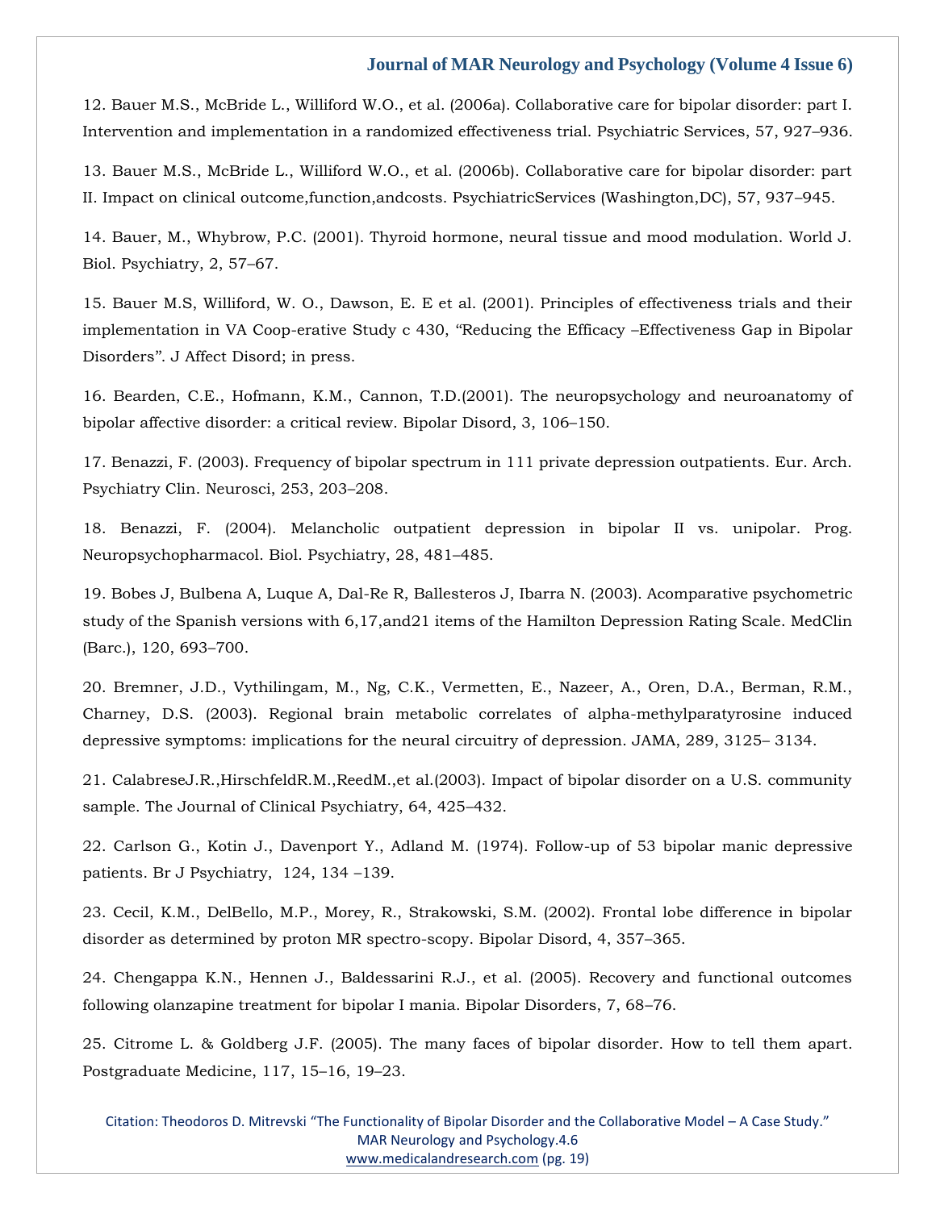12. Bauer M.S., McBride L., Williford W.O., et al. (2006a). Collaborative care for bipolar disorder: part I. Intervention and implementation in a randomized effectiveness trial. Psychiatric Services, 57, 927–936.

13. Bauer M.S., McBride L., Williford W.O., et al. (2006b). Collaborative care for bipolar disorder: part II. Impact on clinical outcome,function,andcosts. PsychiatricServices (Washington,DC), 57, 937–945.

14. Bauer, M., Whybrow, P.C. (2001). Thyroid hormone, neural tissue and mood modulation. World J. Biol. Psychiatry, 2, 57–67.

15. Bauer M.S, Williford, W. O., Dawson, E. E et al. (2001). Principles of effectiveness trials and their implementation in VA Coop-erative Study c 430, "Reducing the Efficacy –Effectiveness Gap in Bipolar Disorders". J Affect Disord; in press.

16. Bearden, C.E., Hofmann, K.M., Cannon, T.D.(2001). The neuropsychology and neuroanatomy of bipolar affective disorder: a critical review. Bipolar Disord, 3, 106–150.

17. Benazzi, F. (2003). Frequency of bipolar spectrum in 111 private depression outpatients. Eur. Arch. Psychiatry Clin. Neurosci, 253, 203–208.

18. Benazzi, F. (2004). Melancholic outpatient depression in bipolar II vs. unipolar. Prog. Neuropsychopharmacol. Biol. Psychiatry, 28, 481–485.

19. Bobes J, Bulbena A, Luque A, Dal-Re R, Ballesteros J, Ibarra N. (2003). Acomparative psychometric study of the Spanish versions with 6,17,and21 items of the Hamilton Depression Rating Scale. MedClin (Barc.), 120, 693–700.

20. Bremner, J.D., Vythilingam, M., Ng, C.K., Vermetten, E., Nazeer, A., Oren, D.A., Berman, R.M., Charney, D.S. (2003). Regional brain metabolic correlates of alpha-methylparatyrosine induced depressive symptoms: implications for the neural circuitry of depression. JAMA, 289, 3125– 3134.

21. CalabreseJ.R.,HirschfeldR.M.,ReedM.,et al.(2003). Impact of bipolar disorder on a U.S. community sample. The Journal of Clinical Psychiatry, 64, 425–432.

22. Carlson G., Kotin J., Davenport Y., Adland M. (1974). Follow-up of 53 bipolar manic depressive patients. Br J Psychiatry, 124, 134 –139.

23. Cecil, K.M., DelBello, M.P., Morey, R., Strakowski, S.M. (2002). Frontal lobe difference in bipolar disorder as determined by proton MR spectro-scopy. Bipolar Disord, 4, 357–365.

24. Chengappa K.N., Hennen J., Baldessarini R.J., et al. (2005). Recovery and functional outcomes following olanzapine treatment for bipolar I mania. Bipolar Disorders, 7, 68–76.

25. Citrome L. & Goldberg J.F. (2005). The many faces of bipolar disorder. How to tell them apart. Postgraduate Medicine, 117, 15–16, 19–23.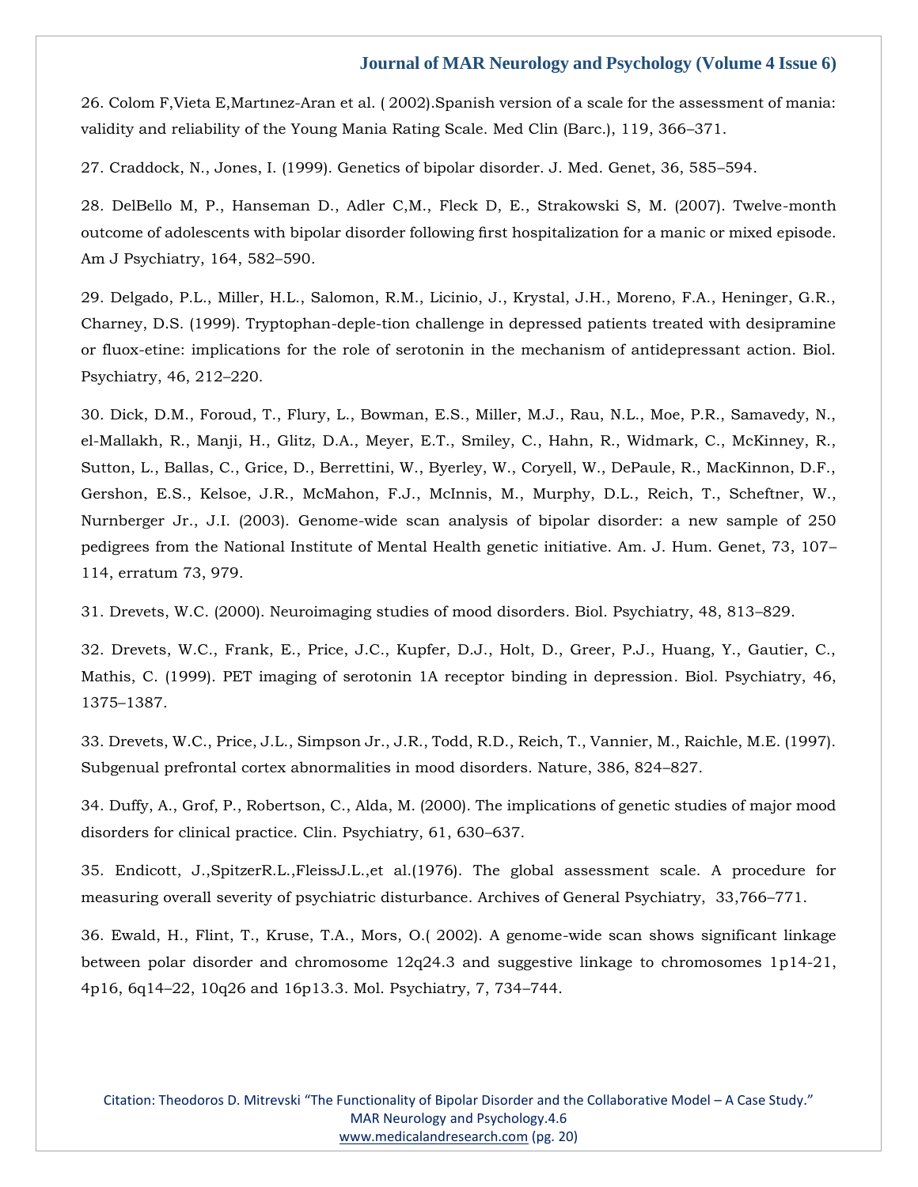26. Colom F,Vieta E,Martınez-Aran et al. ( 2002).Spanish version of a scale for the assessment of mania: validity and reliability of the Young Mania Rating Scale. Med Clin (Barc.), 119, 366–371.

27. Craddock, N., Jones, I. (1999). Genetics of bipolar disorder. J. Med. Genet, 36, 585–594.

28. DelBello M, P., Hanseman D., Adler C,M., Fleck D, E., Strakowski S, M. (2007). Twelve-month outcome of adolescents with bipolar disorder following first hospitalization for a manic or mixed episode. Am J Psychiatry, 164, 582–590.

29. Delgado, P.L., Miller, H.L., Salomon, R.M., Licinio, J., Krystal, J.H., Moreno, F.A., Heninger, G.R., Charney, D.S. (1999). Tryptophan-deple-tion challenge in depressed patients treated with desipramine or fluox-etine: implications for the role of serotonin in the mechanism of antidepressant action. Biol. Psychiatry, 46, 212–220.

30. Dick, D.M., Foroud, T., Flury, L., Bowman, E.S., Miller, M.J., Rau, N.L., Moe, P.R., Samavedy, N., el-Mallakh, R., Manji, H., Glitz, D.A., Meyer, E.T., Smiley, C., Hahn, R., Widmark, C., McKinney, R., Sutton, L., Ballas, C., Grice, D., Berrettini, W., Byerley, W., Coryell, W., DePaule, R., MacKinnon, D.F., Gershon, E.S., Kelsoe, J.R., McMahon, F.J., McInnis, M., Murphy, D.L., Reich, T., Scheftner, W., Nurnberger Jr., J.I. (2003). Genome-wide scan analysis of bipolar disorder: a new sample of 250 pedigrees from the National Institute of Mental Health genetic initiative. Am. J. Hum. Genet, 73, 107–114, erratum 73, 979.

31. Drevets, W.C. (2000). Neuroimaging studies of mood disorders. Biol. Psychiatry, 48, 813–829.

32. Drevets, W.C., Frank, E., Price, J.C., Kupfer, D.J., Holt, D., Greer, P.J., Huang, Y., Gautier, C., Mathis, C. (1999). PET imaging of serotonin 1A receptor binding in depression. Biol. Psychiatry, 46, 1375–1387.

33. Drevets, W.C., Price, J.L., Simpson Jr., J.R., Todd, R.D., Reich, T., Vannier, M., Raichle, M.E. (1997). Subgenual prefrontal cortex abnormalities in mood disorders. Nature, 386, 824–827.

34. Duffy, A., Grof, P., Robertson, C., Alda, M. (2000). The implications of genetic studies of major mood disorders for clinical practice. Clin. Psychiatry, 61, 630–637.

35. Endicott, J.,SpitzerR.L.,FleissJ.L.,et al.(1976). The global assessment scale. A procedure for measuring overall severity of psychiatric disturbance. Archives of General Psychiatry, 33,766–771.

36. Ewald, H., Flint, T., Kruse, T.A., Mors, O.( 2002). A genome-wide scan shows significant linkage between polar disorder and chromosome 12q24.3 and suggestive linkage to chromosomes 1p14-21, 4p16, 6q14–22, 10q26 and 16p13.3. Mol. Psychiatry, 7, 734–744.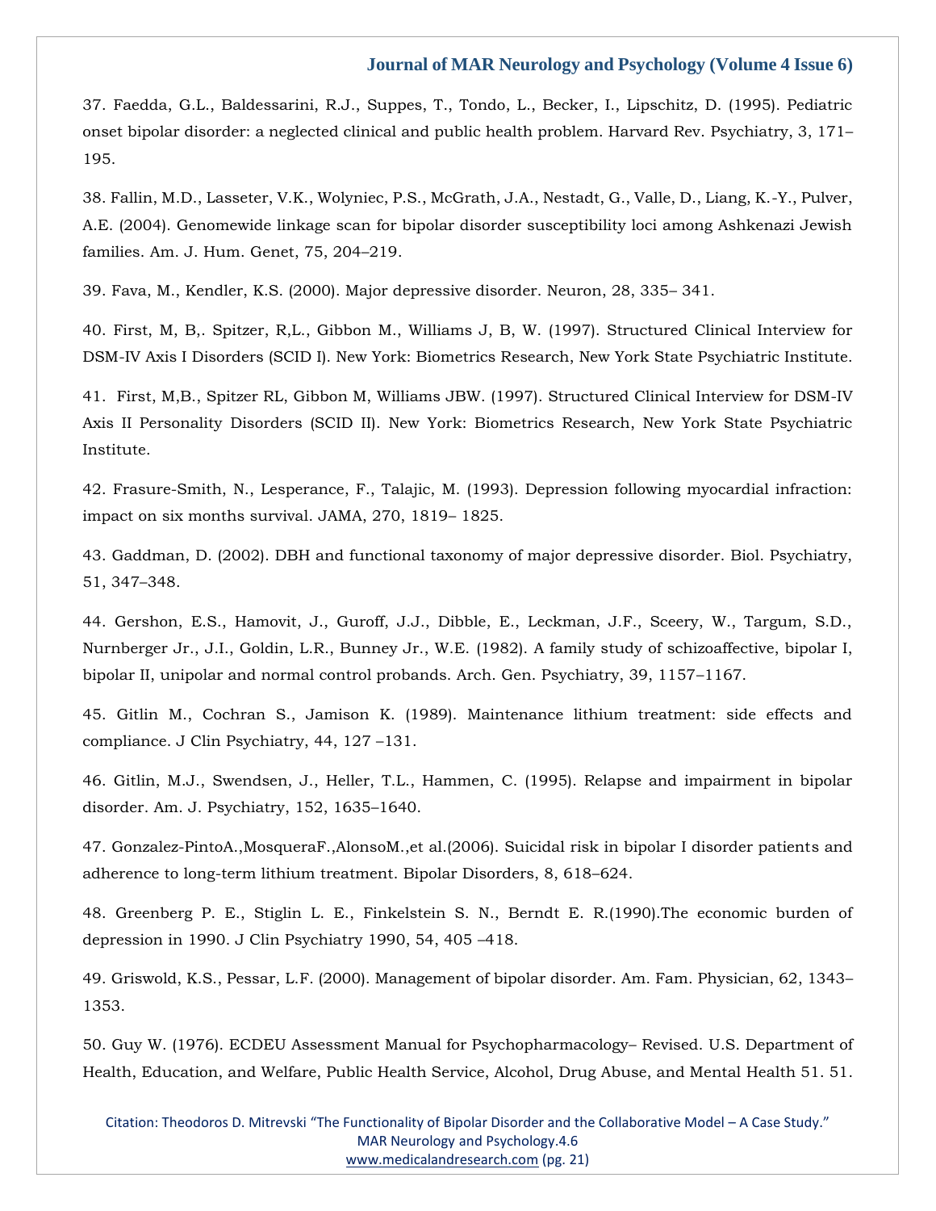37. Faedda, G.L., Baldessarini, R.J., Suppes, T., Tondo, L., Becker, I., Lipschitz, D. (1995). Pediatric onset bipolar disorder: a neglected clinical and public health problem. Harvard Rev. Psychiatry, 3, 171–195.

38. Fallin, M.D., Lasseter, V.K., Wolyniec, P.S., McGrath, J.A., Nestadt, G., Valle, D., Liang, K.-Y., Pulver, A.E. (2004). Genomewide linkage scan for bipolar disorder susceptibility loci among Ashkenazi Jewish families. Am. J. Hum. Genet, 75, 204–219.

39. Fava, M., Kendler, K.S. (2000). Major depressive disorder. Neuron, 28, 335– 341.

40. First, M, B,. Spitzer, R,L., Gibbon M., Williams J, B, W. (1997). Structured Clinical Interview for DSM-IV Axis I Disorders (SCID I). New York: Biometrics Research, New York State Psychiatric Institute.

41. First, M,B., Spitzer RL, Gibbon M, Williams JBW. (1997). Structured Clinical Interview for DSM-IV Axis II Personality Disorders (SCID II). New York: Biometrics Research, New York State Psychiatric Institute.

42. Frasure-Smith, N., Lesperance, F., Talajic, M. (1993). Depression following myocardial infraction: impact on six months survival. JAMA, 270, 1819– 1825.

43. Gaddman, D. (2002). DBH and functional taxonomy of major depressive disorder. Biol. Psychiatry, 51, 347–348.

44. Gershon, E.S., Hamovit, J., Guroff, J.J., Dibble, E., Leckman, J.F., Sceery, W., Targum, S.D., Nurnberger Jr., J.I., Goldin, L.R., Bunney Jr., W.E. (1982). A family study of schizoaffective, bipolar I, bipolar II, unipolar and normal control probands. Arch. Gen. Psychiatry, 39, 1157–1167.

45. Gitlin M., Cochran S., Jamison K. (1989). Maintenance lithium treatment: side effects and compliance. J Clin Psychiatry, 44, 127 –131.

46. Gitlin, M.J., Swendsen, J., Heller, T.L., Hammen, C. (1995). Relapse and impairment in bipolar disorder. Am. J. Psychiatry, 152, 1635–1640.

47. Gonzalez-PintoA.,MosqueraF.,AlonsoM.,et al.(2006). Suicidal risk in bipolar I disorder patients and adherence to long-term lithium treatment. Bipolar Disorders, 8, 618–624.

48. Greenberg P. E., Stiglin L. E., Finkelstein S. N., Berndt E. R.(1990).The economic burden of depression in 1990. J Clin Psychiatry 1990, 54, 405 –418.

49. Griswold, K.S., Pessar, L.F. (2000). Management of bipolar disorder. Am. Fam. Physician, 62, 1343–1353.

50. Guy W. (1976). ECDEU Assessment Manual for Psychopharmacology– Revised. U.S. Department of Health, Education, and Welfare, Public Health Service, Alcohol, Drug Abuse, and Mental Health 51. 51.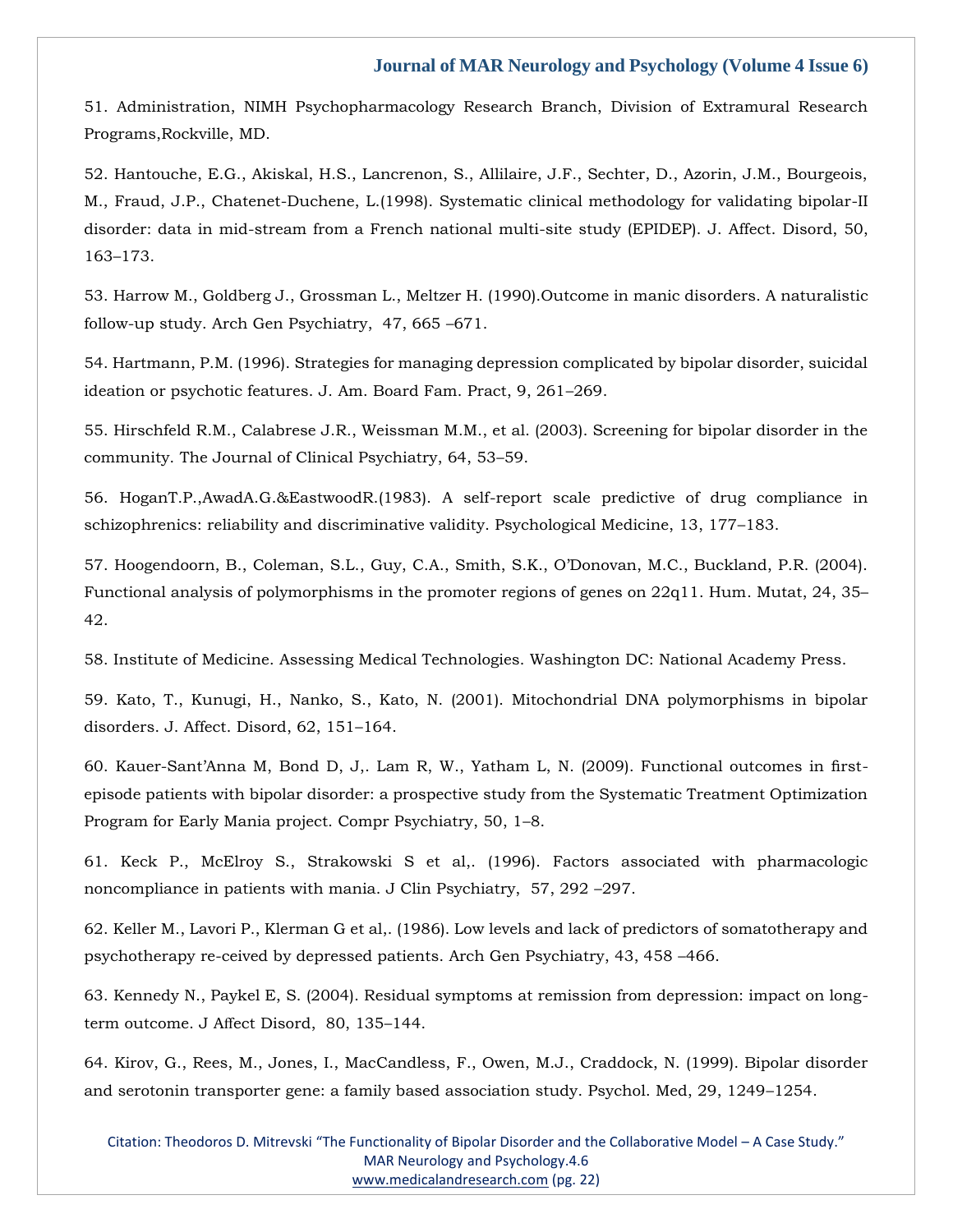51. Administration, NIMH Psychopharmacology Research Branch, Division of Extramural Research Programs,Rockville, MD.

52. Hantouche, E.G., Akiskal, H.S., Lancrenon, S., Allilaire, J.F., Sechter, D., Azorin, J.M., Bourgeois, M., Fraud, J.P., Chatenet-Duchene, L.(1998). Systematic clinical methodology for validating bipolar-II disorder: data in mid-stream from a French national multi-site study (EPIDEP). J. Affect. Disord, 50, 163–173.

53. Harrow M., Goldberg J., Grossman L., Meltzer H. (1990).Outcome in manic disorders. A naturalistic follow-up study. Arch Gen Psychiatry, 47, 665 –671.

54. Hartmann, P.M. (1996). Strategies for managing depression complicated by bipolar disorder, suicidal ideation or psychotic features. J. Am. Board Fam. Pract, 9, 261–269.

55. Hirschfeld R.M., Calabrese J.R., Weissman M.M., et al. (2003). Screening for bipolar disorder in the community. The Journal of Clinical Psychiatry, 64, 53–59.

56. HoganT.P.,AwadA.G.&EastwoodR.(1983). A self-report scale predictive of drug compliance in schizophrenics: reliability and discriminative validity. Psychological Medicine, 13, 177–183.

57. Hoogendoorn, B., Coleman, S.L., Guy, C.A., Smith, S.K., O'Donovan, M.C., Buckland, P.R. (2004). Functional analysis of polymorphisms in the promoter regions of genes on 22q11. Hum. Mutat, 24, 35–42.

58. Institute of Medicine. Assessing Medical Technologies. Washington DC: National Academy Press.

59. Kato, T., Kunugi, H., Nanko, S., Kato, N. (2001). Mitochondrial DNA polymorphisms in bipolar disorders. J. Affect. Disord, 62, 151–164.

60. Kauer-Sant'Anna M, Bond D, J,. Lam R, W., Yatham L, N. (2009). Functional outcomes in first-episode patients with bipolar disorder: a prospective study from the Systematic Treatment Optimization Program for Early Mania project. Compr Psychiatry, 50, 1–8.

61. Keck P., McElroy S., Strakowski S et al,. (1996). Factors associated with pharmacologic noncompliance in patients with mania. J Clin Psychiatry, 57, 292 –297.

62. Keller M., Lavori P., Klerman G et al,. (1986). Low levels and lack of predictors of somatotherapy and psychotherapy re-ceived by depressed patients. Arch Gen Psychiatry, 43, 458 –466.

63. Kennedy N., Paykel E, S. (2004). Residual symptoms at remission from depression: impact on long-term outcome. J Affect Disord, 80, 135–144.

64. Kirov, G., Rees, M., Jones, I., MacCandless, F., Owen, M.J., Craddock, N. (1999). Bipolar disorder and serotonin transporter gene: a family based association study. Psychol. Med, 29, 1249–1254.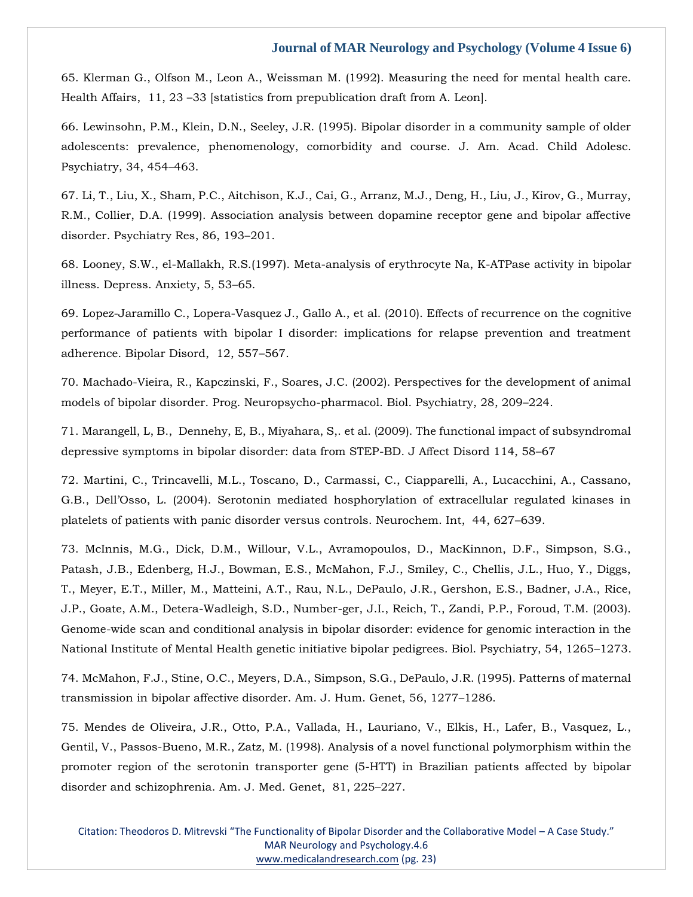65. Klerman G., Olfson M., Leon A., Weissman M. (1992). Measuring the need for mental health care. Health Affairs, 11, 23 –33 [statistics from prepublication draft from A. Leon].

66. Lewinsohn, P.M., Klein, D.N., Seeley, J.R. (1995). Bipolar disorder in a community sample of older adolescents: prevalence, phenomenology, comorbidity and course. J. Am. Acad. Child Adolesc. Psychiatry, 34, 454–463.

67. Li, T., Liu, X., Sham, P.C., Aitchison, K.J., Cai, G., Arranz, M.J., Deng, H., Liu, J., Kirov, G., Murray, R.M., Collier, D.A. (1999). Association analysis between dopamine receptor gene and bipolar affective disorder. Psychiatry Res, 86, 193–201.

68. Looney, S.W., el-Mallakh, R.S.(1997). Meta-analysis of erythrocyte Na, K-ATPase activity in bipolar illness. Depress. Anxiety, 5, 53–65.

69. Lopez-Jaramillo C., Lopera-Vasquez J., Gallo A., et al. (2010). Effects of recurrence on the cognitive performance of patients with bipolar I disorder: implications for relapse prevention and treatment adherence. Bipolar Disord, 12, 557–567.

70. Machado-Vieira, R., Kapczinski, F., Soares, J.C. (2002). Perspectives for the development of animal models of bipolar disorder. Prog. Neuropsycho-pharmacol. Biol. Psychiatry, 28, 209–224.

71. Marangell, L, B., Dennehy, E, B., Miyahara, S,. et al. (2009). The functional impact of subsyndromal depressive symptoms in bipolar disorder: data from STEP-BD. J Affect Disord 114, 58–67

72. Martini, C., Trincavelli, M.L., Toscano, D., Carmassi, C., Ciapparelli, A., Lucacchini, A., Cassano, G.B., Dell'Osso, L. (2004). Serotonin mediated hosphorylation of extracellular regulated kinases in platelets of patients with panic disorder versus controls. Neurochem. Int, 44, 627–639.

73. McInnis, M.G., Dick, D.M., Willour, V.L., Avramopoulos, D., MacKinnon, D.F., Simpson, S.G., Patash, J.B., Edenberg, H.J., Bowman, E.S., McMahon, F.J., Smiley, C., Chellis, J.L., Huo, Y., Diggs, T., Meyer, E.T., Miller, M., Matteini, A.T., Rau, N.L., DePaulo, J.R., Gershon, E.S., Badner, J.A., Rice, J.P., Goate, A.M., Detera-Wadleigh, S.D., Number-ger, J.I., Reich, T., Zandi, P.P., Foroud, T.M. (2003). Genome-wide scan and conditional analysis in bipolar disorder: evidence for genomic interaction in the National Institute of Mental Health genetic initiative bipolar pedigrees. Biol. Psychiatry, 54, 1265–1273.

74. McMahon, F.J., Stine, O.C., Meyers, D.A., Simpson, S.G., DePaulo, J.R. (1995). Patterns of maternal transmission in bipolar affective disorder. Am. J. Hum. Genet, 56, 1277–1286.

75. Mendes de Oliveira, J.R., Otto, P.A., Vallada, H., Lauriano, V., Elkis, H., Lafer, B., Vasquez, L., Gentil, V., Passos-Bueno, M.R., Zatz, M. (1998). Analysis of a novel functional polymorphism within the promoter region of the serotonin transporter gene (5-HTT) in Brazilian patients affected by bipolar disorder and schizophrenia. Am. J. Med. Genet, 81, 225–227.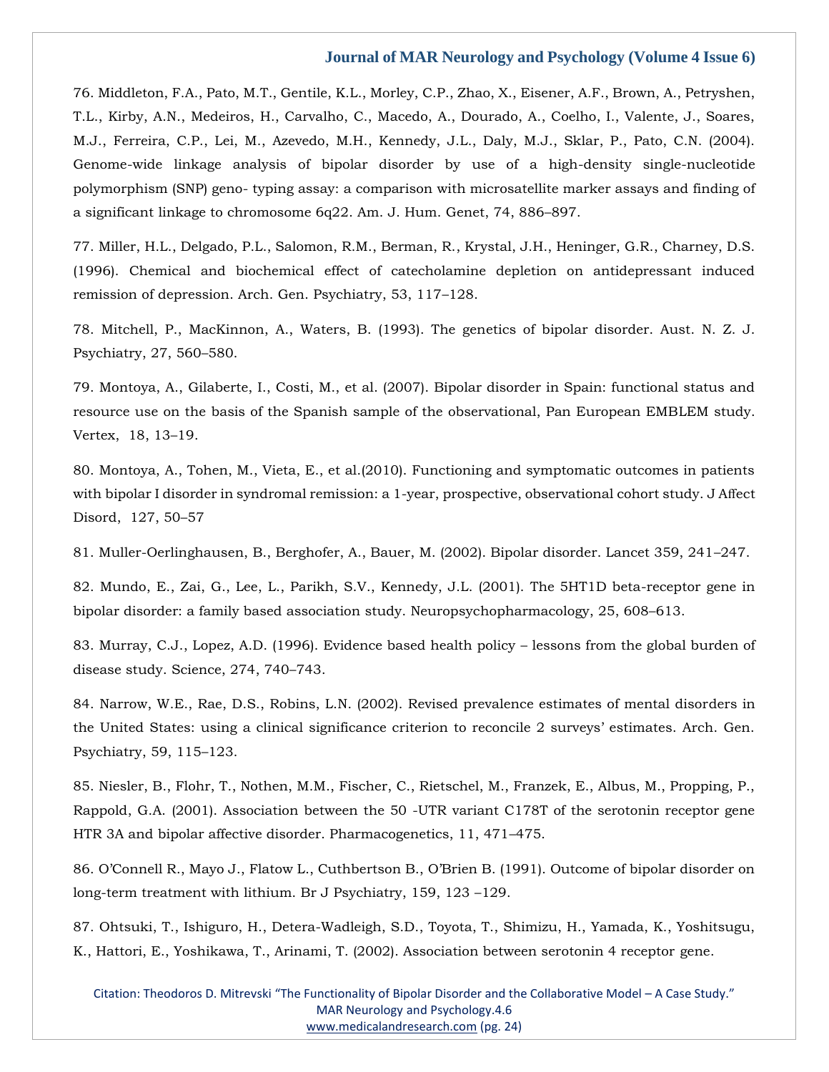76. Middleton, F.A., Pato, M.T., Gentile, K.L., Morley, C.P., Zhao, X., Eisener, A.F., Brown, A., Petryshen, T.L., Kirby, A.N., Medeiros, H., Carvalho, C., Macedo, A., Dourado, A., Coelho, I., Valente, J., Soares, M.J., Ferreira, C.P., Lei, M., Azevedo, M.H., Kennedy, J.L., Daly, M.J., Sklar, P., Pato, C.N. (2004). Genome-wide linkage analysis of bipolar disorder by use of a high-density single-nucleotide polymorphism (SNP) geno- typing assay: a comparison with microsatellite marker assays and finding of a significant linkage to chromosome 6q22. Am. J. Hum. Genet, 74, 886–897.

77. Miller, H.L., Delgado, P.L., Salomon, R.M., Berman, R., Krystal, J.H., Heninger, G.R., Charney, D.S. (1996). Chemical and biochemical effect of catecholamine depletion on antidepressant induced remission of depression. Arch. Gen. Psychiatry, 53, 117–128.

78. Mitchell, P., MacKinnon, A., Waters, B. (1993). The genetics of bipolar disorder. Aust. N. Z. J. Psychiatry, 27, 560–580.

79. Montoya, A., Gilaberte, I., Costi, M., et al. (2007). Bipolar disorder in Spain: functional status and resource use on the basis of the Spanish sample of the observational, Pan European EMBLEM study. Vertex, 18, 13–19.

80. Montoya, A., Tohen, M., Vieta, E., et al.(2010). Functioning and symptomatic outcomes in patients with bipolar I disorder in syndromal remission: a 1-year, prospective, observational cohort study. J Affect Disord, 127, 50–57

81. Muller-Oerlinghausen, B., Berghofer, A., Bauer, M. (2002). Bipolar disorder. Lancet 359, 241–247.

82. Mundo, E., Zai, G., Lee, L., Parikh, S.V., Kennedy, J.L. (2001). The 5HT1D beta-receptor gene in bipolar disorder: a family based association study. Neuropsychopharmacology, 25, 608–613.

83. Murray, C.J., Lopez, A.D. (1996). Evidence based health policy – lessons from the global burden of disease study. Science, 274, 740–743.

84. Narrow, W.E., Rae, D.S., Robins, L.N. (2002). Revised prevalence estimates of mental disorders in the United States: using a clinical significance criterion to reconcile 2 surveys' estimates. Arch. Gen. Psychiatry, 59, 115–123.

85. Niesler, B., Flohr, T., Nothen, M.M., Fischer, C., Rietschel, M., Franzek, E., Albus, M., Propping, P., Rappold, G.A. (2001). Association between the 50 -UTR variant C178T of the serotonin receptor gene HTR 3A and bipolar affective disorder. Pharmacogenetics, 11, 471–475.

86. O'Connell R., Mayo J., Flatow L., Cuthbertson B., O'Brien B. (1991). Outcome of bipolar disorder on long-term treatment with lithium. Br J Psychiatry, 159, 123 –129.

87. Ohtsuki, T., Ishiguro, H., Detera-Wadleigh, S.D., Toyota, T., Shimizu, H., Yamada, K., Yoshitsugu, K., Hattori, E., Yoshikawa, T., Arinami, T. (2002). Association between serotonin 4 receptor gene.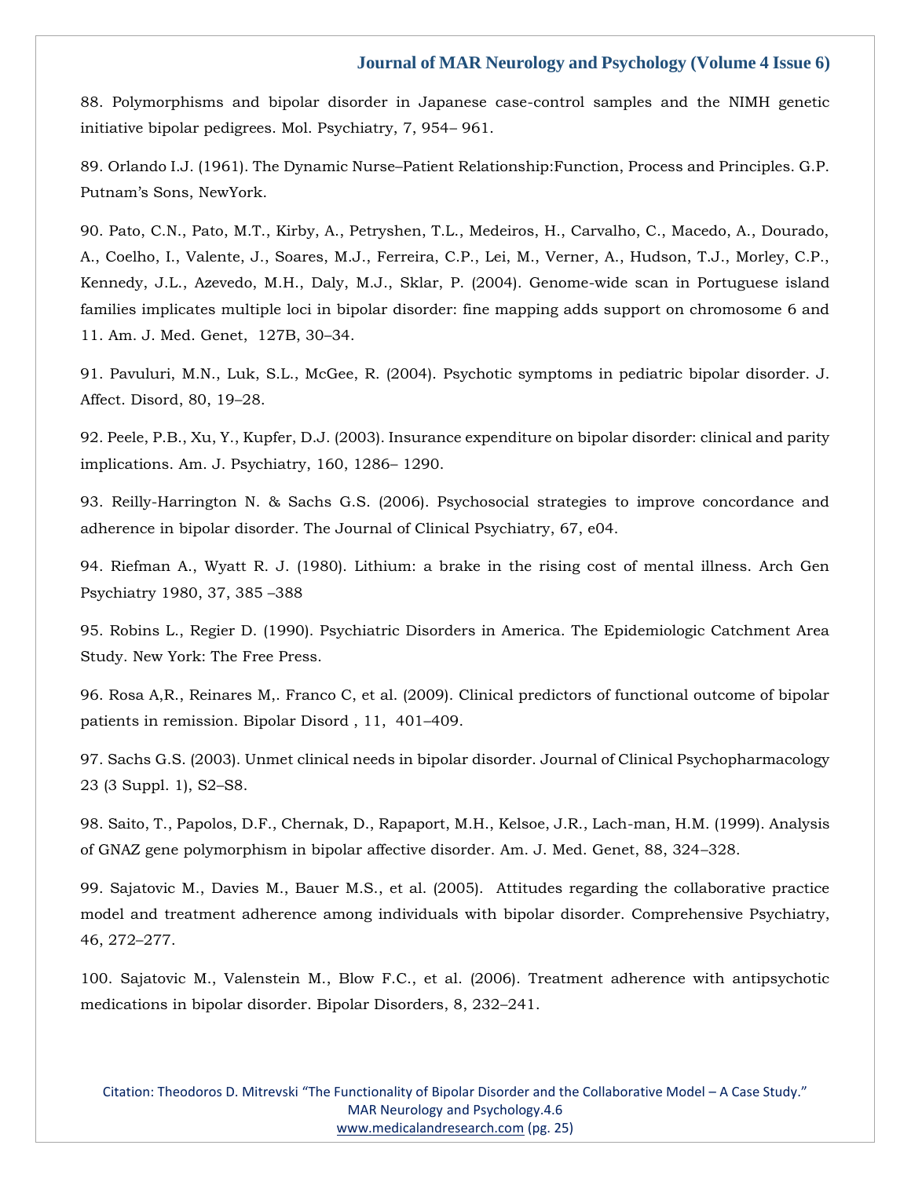88. Polymorphisms and bipolar disorder in Japanese case-control samples and the NIMH genetic initiative bipolar pedigrees. Mol. Psychiatry, 7, 954– 961.

89. Orlando I.J. (1961). The Dynamic Nurse–Patient Relationship:Function, Process and Principles. G.P. Putnam's Sons, NewYork.

90. Pato, C.N., Pato, M.T., Kirby, A., Petryshen, T.L., Medeiros, H., Carvalho, C., Macedo, A., Dourado, A., Coelho, I., Valente, J., Soares, M.J., Ferreira, C.P., Lei, M., Verner, A., Hudson, T.J., Morley, C.P., Kennedy, J.L., Azevedo, M.H., Daly, M.J., Sklar, P. (2004). Genome-wide scan in Portuguese island families implicates multiple loci in bipolar disorder: fine mapping adds support on chromosome 6 and 11. Am. J. Med. Genet, 127B, 30–34.

91. Pavuluri, M.N., Luk, S.L., McGee, R. (2004). Psychotic symptoms in pediatric bipolar disorder. J. Affect. Disord, 80, 19–28.

92. Peele, P.B., Xu, Y., Kupfer, D.J. (2003). Insurance expenditure on bipolar disorder: clinical and parity implications. Am. J. Psychiatry, 160, 1286– 1290.

93. Reilly-Harrington N. & Sachs G.S. (2006). Psychosocial strategies to improve concordance and adherence in bipolar disorder. The Journal of Clinical Psychiatry, 67, e04.

94. Riefman A., Wyatt R. J. (1980). Lithium: a brake in the rising cost of mental illness. Arch Gen Psychiatry 1980, 37, 385 –388

95. Robins L., Regier D. (1990). Psychiatric Disorders in America. The Epidemiologic Catchment Area Study. New York: The Free Press.

96. Rosa A,R., Reinares M,. Franco C, et al. (2009). Clinical predictors of functional outcome of bipolar patients in remission. Bipolar Disord , 11, 401–409.

97. Sachs G.S. (2003). Unmet clinical needs in bipolar disorder. Journal of Clinical Psychopharmacology 23 (3 Suppl. 1), S2–S8.

98. Saito, T., Papolos, D.F., Chernak, D., Rapaport, M.H., Kelsoe, J.R., Lach-man, H.M. (1999). Analysis of GNAZ gene polymorphism in bipolar affective disorder. Am. J. Med. Genet, 88, 324–328.

99. Sajatovic M., Davies M., Bauer M.S., et al. (2005). Attitudes regarding the collaborative practice model and treatment adherence among individuals with bipolar disorder. Comprehensive Psychiatry, 46, 272–277.

100. Sajatovic M., Valenstein M., Blow F.C., et al. (2006). Treatment adherence with antipsychotic medications in bipolar disorder. Bipolar Disorders, 8, 232–241.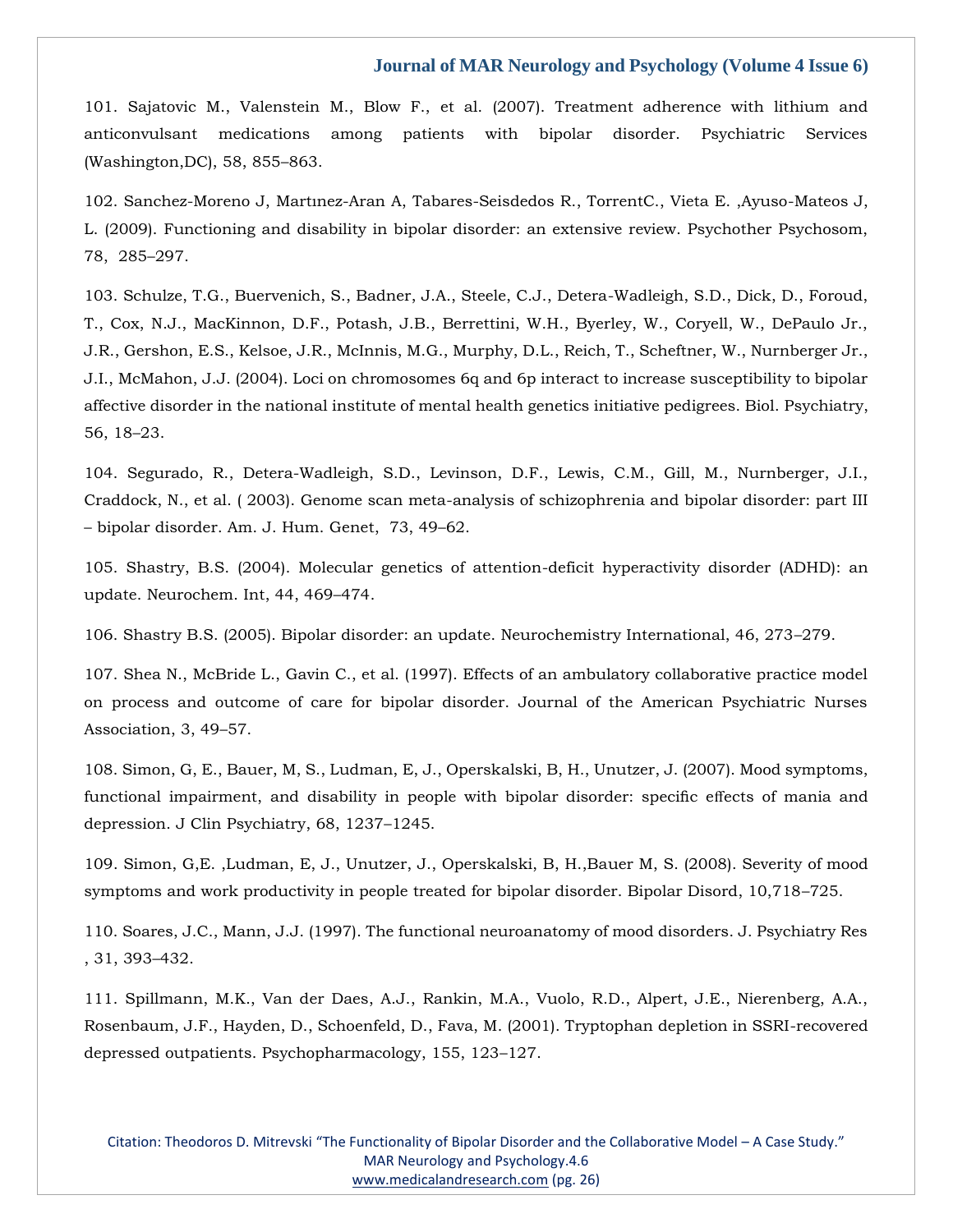101. Sajatovic M., Valenstein M., Blow F., et al. (2007). Treatment adherence with lithium and anticonvulsant medications among patients with bipolar disorder. Psychiatric Services (Washington,DC), 58, 855–863.

102. Sanchez-Moreno J, Martınez-Aran A, Tabares-Seisdedos R., TorrentC., Vieta E. ,Ayuso-Mateos J, L. (2009). Functioning and disability in bipolar disorder: an extensive review. Psychother Psychosom, 78, 285–297.

103. Schulze, T.G., Buervenich, S., Badner, J.A., Steele, C.J., Detera-Wadleigh, S.D., Dick, D., Foroud, T., Cox, N.J., MacKinnon, D.F., Potash, J.B., Berrettini, W.H., Byerley, W., Coryell, W., DePaulo Jr., J.R., Gershon, E.S., Kelsoe, J.R., McInnis, M.G., Murphy, D.L., Reich, T., Scheftner, W., Nurnberger Jr., J.I., McMahon, J.J. (2004). Loci on chromosomes 6q and 6p interact to increase susceptibility to bipolar affective disorder in the national institute of mental health genetics initiative pedigrees. Biol. Psychiatry, 56, 18–23.

104. Segurado, R., Detera-Wadleigh, S.D., Levinson, D.F., Lewis, C.M., Gill, M., Nurnberger, J.I., Craddock, N., et al. ( 2003). Genome scan meta-analysis of schizophrenia and bipolar disorder: part III – bipolar disorder. Am. J. Hum. Genet, 73, 49–62.

105. Shastry, B.S. (2004). Molecular genetics of attention-deficit hyperactivity disorder (ADHD): an update. Neurochem. Int, 44, 469–474.

106. Shastry B.S. (2005). Bipolar disorder: an update. Neurochemistry International, 46, 273–279.

107. Shea N., McBride L., Gavin C., et al. (1997). Effects of an ambulatory collaborative practice model on process and outcome of care for bipolar disorder. Journal of the American Psychiatric Nurses Association, 3, 49–57.

108. Simon, G, E., Bauer, M, S., Ludman, E, J., Operskalski, B, H., Unutzer, J. (2007). Mood symptoms, functional impairment, and disability in people with bipolar disorder: specific effects of mania and depression. J Clin Psychiatry, 68, 1237–1245.

109. Simon, G,E. ,Ludman, E, J., Unutzer, J., Operskalski, B, H.,Bauer M, S. (2008). Severity of mood symptoms and work productivity in people treated for bipolar disorder. Bipolar Disord, 10,718–725.

110. Soares, J.C., Mann, J.J. (1997). The functional neuroanatomy of mood disorders. J. Psychiatry Res , 31, 393–432.

111. Spillmann, M.K., Van der Daes, A.J., Rankin, M.A., Vuolo, R.D., Alpert, J.E., Nierenberg, A.A., Rosenbaum, J.F., Hayden, D., Schoenfeld, D., Fava, M. (2001). Tryptophan depletion in SSRI-recovered depressed outpatients. Psychopharmacology, 155, 123–127.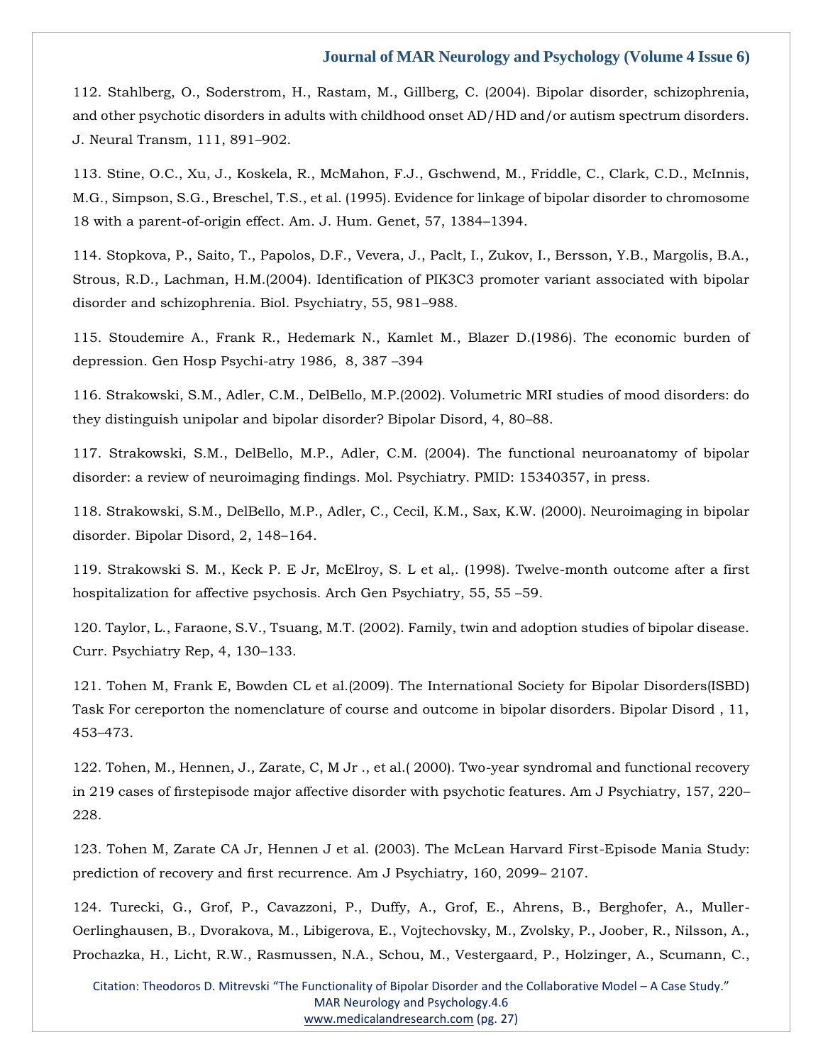112. Stahlberg, O., Soderstrom, H., Rastam, M., Gillberg, C. (2004). Bipolar disorder, schizophrenia, and other psychotic disorders in adults with childhood onset AD/HD and/or autism spectrum disorders. J. Neural Transm, 111, 891–902.

113. Stine, O.C., Xu, J., Koskela, R., McMahon, F.J., Gschwend, M., Friddle, C., Clark, C.D., McInnis, M.G., Simpson, S.G., Breschel, T.S., et al. (1995). Evidence for linkage of bipolar disorder to chromosome 18 with a parent-of-origin effect. Am. J. Hum. Genet, 57, 1384–1394.

114. Stopkova, P., Saito, T., Papolos, D.F., Vevera, J., Paclt, I., Zukov, I., Bersson, Y.B., Margolis, B.A., Strous, R.D., Lachman, H.M.(2004). Identification of PIK3C3 promoter variant associated with bipolar disorder and schizophrenia. Biol. Psychiatry, 55, 981–988.

115. Stoudemire A., Frank R., Hedemark N., Kamlet M., Blazer D.(1986). The economic burden of depression. Gen Hosp Psychi-atry 1986, 8, 387 –394

116. Strakowski, S.M., Adler, C.M., DelBello, M.P.(2002). Volumetric MRI studies of mood disorders: do they distinguish unipolar and bipolar disorder? Bipolar Disord, 4, 80–88.

117. Strakowski, S.M., DelBello, M.P., Adler, C.M. (2004). The functional neuroanatomy of bipolar disorder: a review of neuroimaging findings. Mol. Psychiatry. PMID: 15340357, in press.

118. Strakowski, S.M., DelBello, M.P., Adler, C., Cecil, K.M., Sax, K.W. (2000). Neuroimaging in bipolar disorder. Bipolar Disord, 2, 148–164.

119. Strakowski S. M., Keck P. E Jr, McElroy, S. L et al,. (1998). Twelve-month outcome after a first hospitalization for affective psychosis. Arch Gen Psychiatry, 55, 55 –59.

120. Taylor, L., Faraone, S.V., Tsuang, M.T. (2002). Family, twin and adoption studies of bipolar disease. Curr. Psychiatry Rep, 4, 130–133.

121. Tohen M, Frank E, Bowden CL et al.(2009). The International Society for Bipolar Disorders(ISBD) Task For cereporton the nomenclature of course and outcome in bipolar disorders. Bipolar Disord , 11, 453–473.

122. Tohen, M., Hennen, J., Zarate, C, M Jr ., et al.( 2000). Two-year syndromal and functional recovery in 219 cases of firstepisode major affective disorder with psychotic features. Am J Psychiatry, 157, 220–228.

123. Tohen M, Zarate CA Jr, Hennen J et al. (2003). The McLean Harvard First-Episode Mania Study: prediction of recovery and first recurrence. Am J Psychiatry, 160, 2099– 2107.

124. Turecki, G., Grof, P., Cavazzoni, P., Duffy, A., Grof, E., Ahrens, B., Berghofer, A., Muller-Oerlinghausen, B., Dvorakova, M., Libigerova, E., Vojtechovsky, M., Zvolsky, P., Joober, R., Nilsson, A., Prochazka, H., Licht, R.W., Rasmussen, N.A., Schou, M., Vestergaard, P., Holzinger, A., Scumann, C.,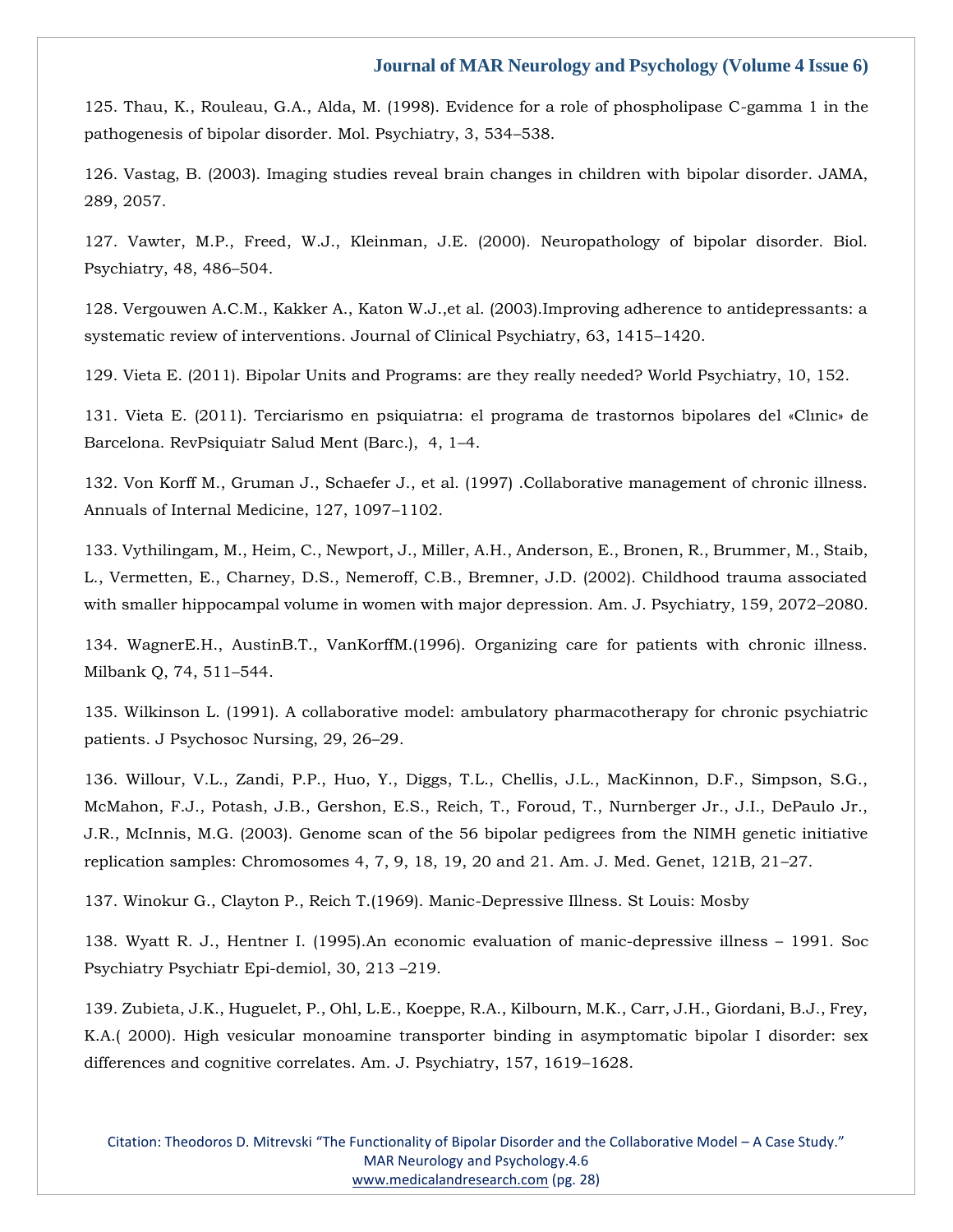125. Thau, K., Rouleau, G.A., Alda, M. (1998). Evidence for a role of phospholipase C-gamma 1 in the pathogenesis of bipolar disorder. Mol. Psychiatry, 3, 534–538.

126. Vastag, B. (2003). Imaging studies reveal brain changes in children with bipolar disorder. JAMA, 289, 2057.

127. Vawter, M.P., Freed, W.J., Kleinman, J.E. (2000). Neuropathology of bipolar disorder. Biol. Psychiatry, 48, 486–504.

128. Vergouwen A.C.M., Kakker A., Katon W.J.,et al. (2003).Improving adherence to antidepressants: a systematic review of interventions. Journal of Clinical Psychiatry, 63, 1415–1420.

129. Vieta E. (2011). Bipolar Units and Programs: are they really needed? World Psychiatry, 10, 152.

131. Vieta E. (2011). Terciarismo en psiquiatrıa: el programa de trastornos bipolares del «Clınic» de Barcelona. RevPsiquiatr Salud Ment (Barc.), 4, 1–4.

132. Von Korff M., Gruman J., Schaefer J., et al. (1997) .Collaborative management of chronic illness. Annuals of Internal Medicine, 127, 1097–1102.

133. Vythilingam, M., Heim, C., Newport, J., Miller, A.H., Anderson, E., Bronen, R., Brummer, M., Staib, L., Vermetten, E., Charney, D.S., Nemeroff, C.B., Bremner, J.D. (2002). Childhood trauma associated with smaller hippocampal volume in women with major depression. Am. J. Psychiatry, 159, 2072–2080.

134. WagnerE.H., AustinB.T., VanKorffM.(1996). Organizing care for patients with chronic illness. Milbank Q, 74, 511–544.

135. Wilkinson L. (1991). A collaborative model: ambulatory pharmacotherapy for chronic psychiatric patients. J Psychosoc Nursing, 29, 26–29.

136. Willour, V.L., Zandi, P.P., Huo, Y., Diggs, T.L., Chellis, J.L., MacKinnon, D.F., Simpson, S.G., McMahon, F.J., Potash, J.B., Gershon, E.S., Reich, T., Foroud, T., Nurnberger Jr., J.I., DePaulo Jr., J.R., McInnis, M.G. (2003). Genome scan of the 56 bipolar pedigrees from the NIMH genetic initiative replication samples: Chromosomes 4, 7, 9, 18, 19, 20 and 21. Am. J. Med. Genet, 121B, 21–27.

137. Winokur G., Clayton P., Reich T.(1969). Manic-Depressive Illness. St Louis: Mosby

138. Wyatt R. J., Hentner I. (1995).An economic evaluation of manic-depressive illness – 1991. Soc Psychiatry Psychiatr Epi-demiol, 30, 213 –219.

139. Zubieta, J.K., Huguelet, P., Ohl, L.E., Koeppe, R.A., Kilbourn, M.K., Carr, J.H., Giordani, B.J., Frey, K.A.( 2000). High vesicular monoamine transporter binding in asymptomatic bipolar I disorder: sex differences and cognitive correlates. Am. J. Psychiatry, 157, 1619–1628.